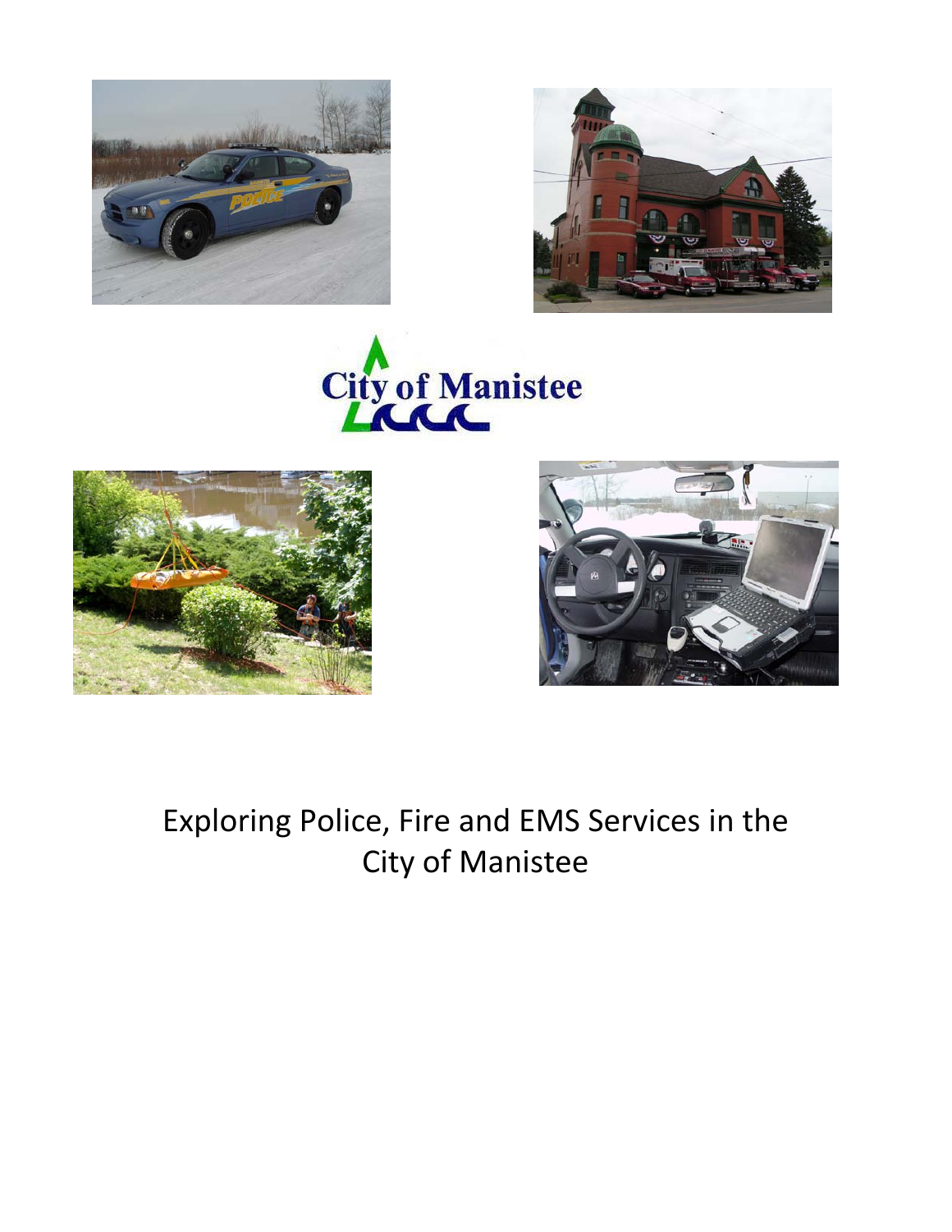City of Manistee

# Exploring Police, Fire and EMS Services in the City of Manistee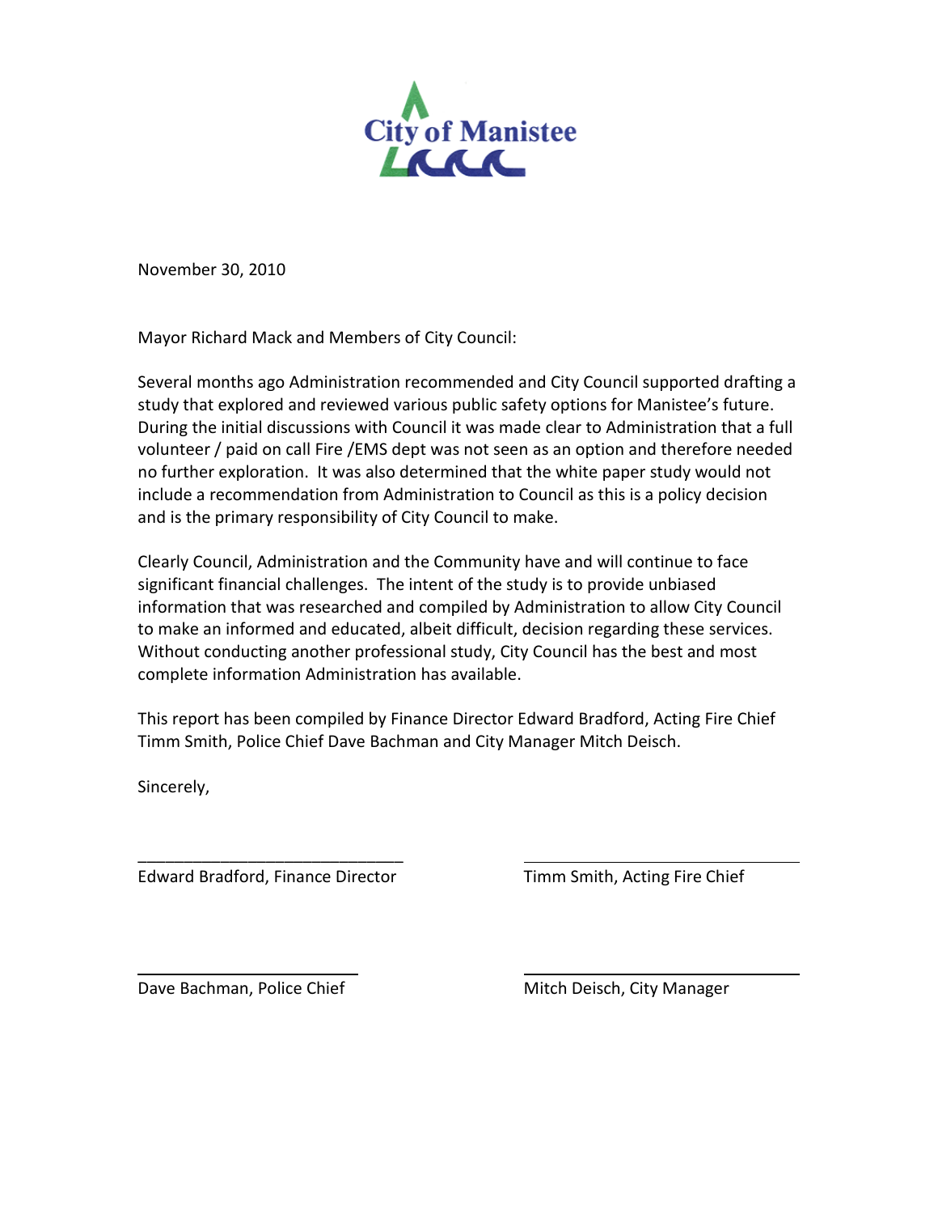City of Manistee

November 30, 2010

Mayor Richard Mack and Members of City Council:

Several months ago Administration recommended and City Council supported drafting a study that explored and reviewed various public safety options for Manistee's future. During the initial discussions with Council it was made clear to Administration that a full volunteer / paid on call Fire /EMS dept was not seen as an option and therefore needed no further exploration. It was also determined that the white paper study would not include a recommendation from Administration to Council as this is a policy decision and is the primary responsibility of City Council to make.

Clearly Council, Administration and the Community have and will continue to face significant financial challenges. The intent of the study is to provide unbiased information that was researched and compiled by Administration to allow City Council to make an informed and educated, albeit difficult, decision regarding these services. Without conducting another professional study, City Council has the best and most complete information Administration has available.

This report has been compiled by Finance Director Edward Bradford, Acting Fire Chief Timm Smith, Police Chief Dave Bachman and City Manager Mitch Deisch.

Sincerely,

Edward Bradford, Finance Director

Timm Smith, Acting Fire Chief

Dave Bachman, Police Chief

Mitch Deisch, City Manager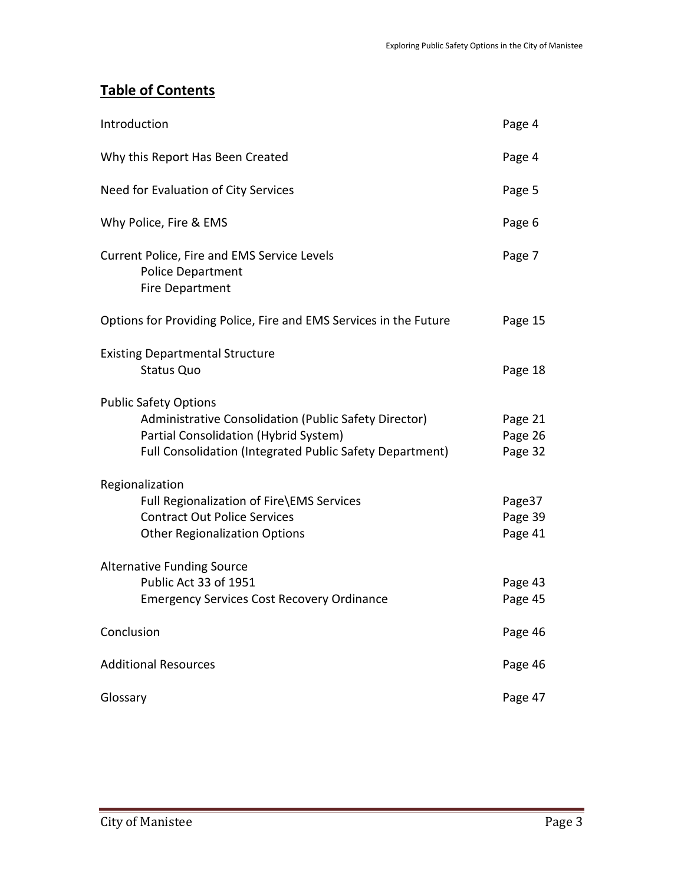## Table of Contents

| | |
|---|---|
| Introduction | Page 4 |
| Why this Report Has Been Created | Page 4 |
| Need for Evaluation of City Services | Page 5 |
| Why Police, Fire & EMS | Page 6 |
| Current Police, Fire and EMS Service Levels | Page 7 |
| Police Department | |
| Fire Department | |
| Options for Providing Police, Fire and EMS Services in the Future | Page 15 |
| Existing Departmental Structure | |
| Status Quo | Page 18 |
| Public Safety Options | |
| Administrative Consolidation (Public Safety Director) | Page 21 |
| Partial Consolidation (Hybrid System) | Page 26 |
| Full Consolidation (Integrated Public Safety Department) | Page 32 |
| Regionalization | |
| Full Regionalization of Fire\EMS Services | Page37 |
| Contract Out Police Services | Page 39 |
| Other Regionalization Options | Page 41 |
| Alternative Funding Source | |
| Public Act 33 of 1951 | Page 43 |
| Emergency Services Cost Recovery Ordinance | Page 45 |
| Conclusion | Page 46 |
| Additional Resources | Page 46 |
| Glossary | Page 47 |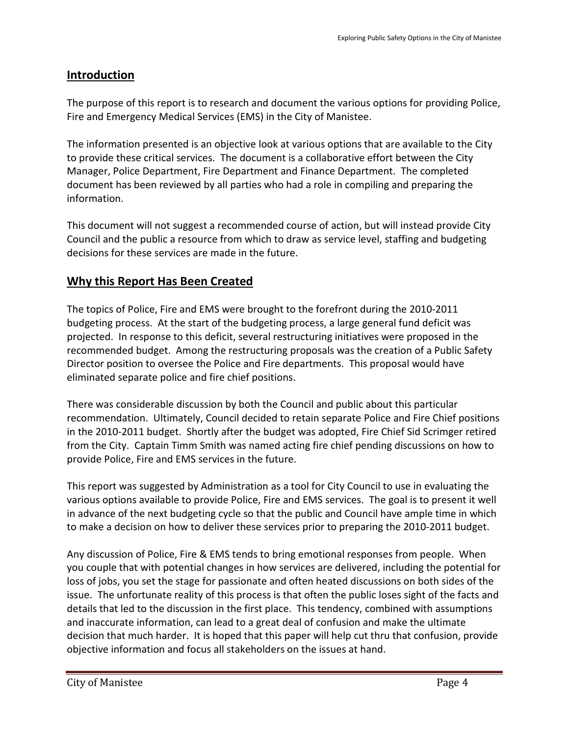## Introduction

The purpose of this report is to research and document the various options for providing Police, Fire and Emergency Medical Services (EMS) in the City of Manistee.

The information presented is an objective look at various options that are available to the City to provide these critical services. The document is a collaborative effort between the City Manager, Police Department, Fire Department and Finance Department. The completed document has been reviewed by all parties who had a role in compiling and preparing the information.

This document will not suggest a recommended course of action, but will instead provide City Council and the public a resource from which to draw as service level, staffing and budgeting decisions for these services are made in the future.

## Why this Report Has Been Created

The topics of Police, Fire and EMS were brought to the forefront during the 2010-2011 budgeting process. At the start of the budgeting process, a large general fund deficit was projected. In response to this deficit, several restructuring initiatives were proposed in the recommended budget. Among the restructuring proposals was the creation of a Public Safety Director position to oversee the Police and Fire departments. This proposal would have eliminated separate police and fire chief positions.

There was considerable discussion by both the Council and public about this particular recommendation. Ultimately, Council decided to retain separate Police and Fire Chief positions in the 2010-2011 budget. Shortly after the budget was adopted, Fire Chief Sid Scrimger retired from the City. Captain Timm Smith was named acting fire chief pending discussions on how to provide Police, Fire and EMS services in the future.

This report was suggested by Administration as a tool for City Council to use in evaluating the various options available to provide Police, Fire and EMS services. The goal is to present it well in advance of the next budgeting cycle so that the public and Council have ample time in which to make a decision on how to deliver these services prior to preparing the 2010-2011 budget.

Any discussion of Police, Fire & EMS tends to bring emotional responses from people. When you couple that with potential changes in how services are delivered, including the potential for loss of jobs, you set the stage for passionate and often heated discussions on both sides of the issue. The unfortunate reality of this process is that often the public loses sight of the facts and details that led to the discussion in the first place. This tendency, combined with assumptions and inaccurate information, can lead to a great deal of confusion and make the ultimate decision that much harder. It is hoped that this paper will help cut thru that confusion, provide objective information and focus all stakeholders on the issues at hand.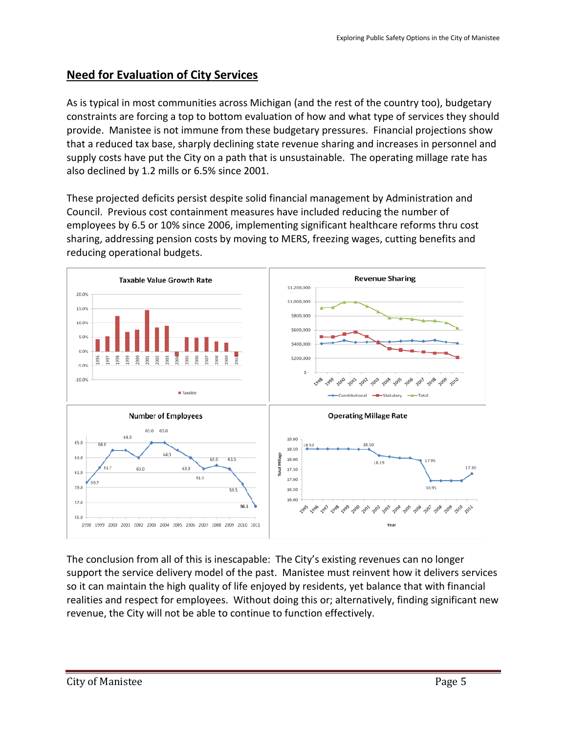## Need for Evaluation of City Services

As is typical in most communities across Michigan (and the rest of the country too), budgetary constraints are forcing a top to bottom evaluation of how and what type of services they should provide. Manistee is not immune from these budgetary pressures. Financial projections show that a reduced tax base, sharply declining state revenue sharing and increases in personnel and supply costs have put the City on a path that is unsustainable. The operating millage rate has also declined by 1.2 mills or 6.5% since 2001.

These projected deficits persist despite solid financial management by Administration and Council. Previous cost containment measures have included reducing the number of employees by 6.5 or 10% since 2006, implementing significant healthcare reforms thru cost sharing, addressing pension costs by moving to MERS, freezing wages, cutting benefits and reducing operational budgets.

The conclusion from all of this is inescapable: The City's existing revenues can no longer support the service delivery model of the past. Manistee must reinvent how it delivers services so it can maintain the high quality of life enjoyed by residents, yet balance that with financial realities and respect for employees. Without doing this or; alternatively, finding significant new revenue, the City will not be able to continue to function effectively.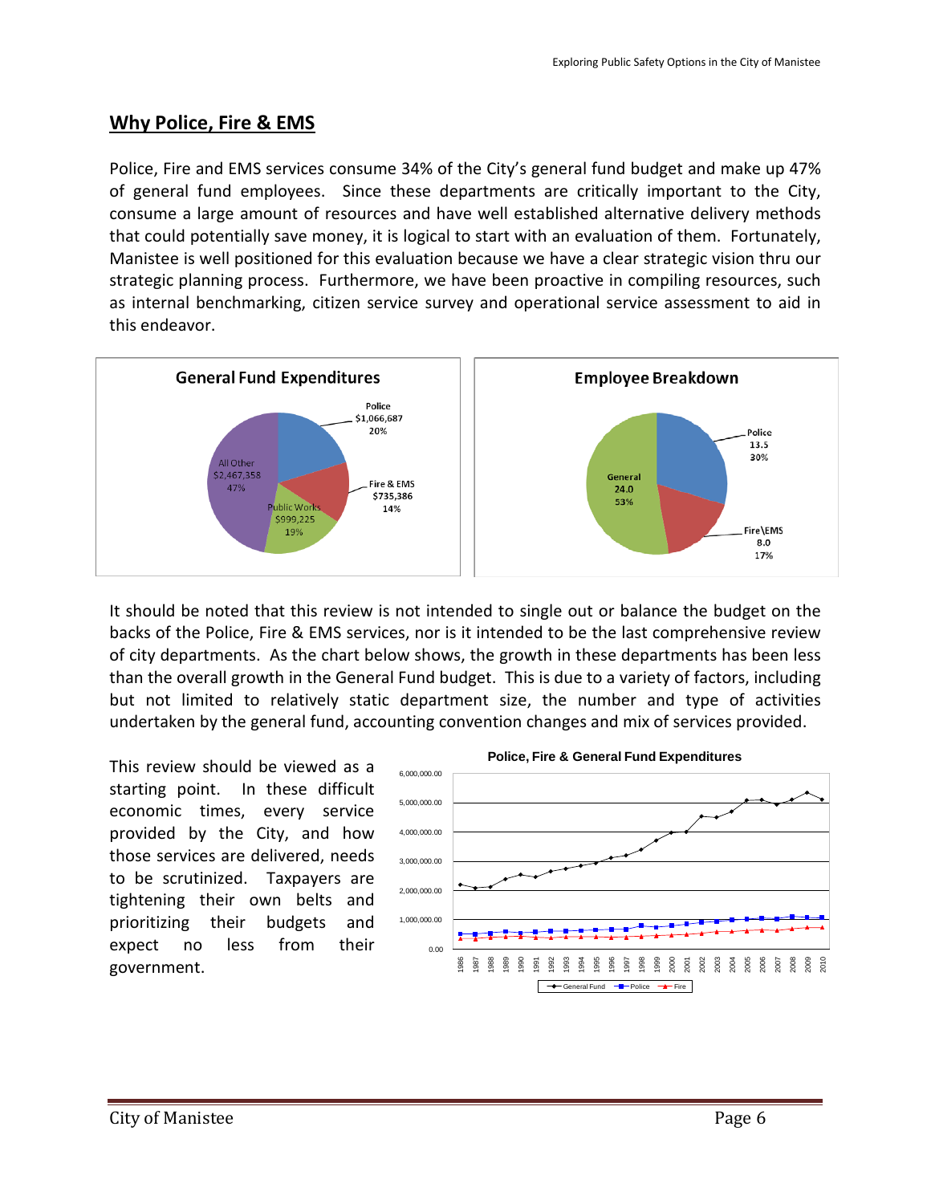## Why Police, Fire & EMS

Police, Fire and EMS services consume 34% of the City's general fund budget and make up 47% of general fund employees. Since these departments are critically important to the City, consume a large amount of resources and have well established alternative delivery methods that could potentially save money, it is logical to start with an evaluation of them. Fortunately, Manistee is well positioned for this evaluation because we have a clear strategic vision thru our strategic planning process. Furthermore, we have been proactive in compiling resources, such as internal benchmarking, citizen service survey and operational service assessment to aid in this endeavor.

**General Fund Expenditures**

| Category | Amount | Percent |
|---|---|---|
| Police | $1,066,687 | 20% |
| Fire & EMS | $735,386 | 14% |
| Public Works | $999,225 | 19% |
| All Other | $2,467,358 | 47% |

**Employee Breakdown**

| Category | Employees | Percent |
|---|---|---|
| Police | 13.5 | 30% |
| Fire\EMS | 8.0 | 17% |
| General | 24.0 | 53% |

It should be noted that this review is not intended to single out or balance the budget on the backs of the Police, Fire & EMS services, nor is it intended to be the last comprehensive review of city departments. As the chart below shows, the growth in these departments has been less than the overall growth in the General Fund budget. This is due to a variety of factors, including but not limited to relatively static department size, the number and type of activities undertaken by the general fund, accounting convention changes and mix of services provided.

This review should be viewed as a starting point. In these difficult economic times, every service provided by the City, and how those services are delivered, needs to be scrutinized. Taxpayers are tightening their own belts and prioritizing their budgets and expect no less from their government.

**Police, Fire & General Fund Expenditures**

(Line chart, 1986–2010, y-axis 0.00 to 6,000,000.00; series: General Fund, Police, Fire)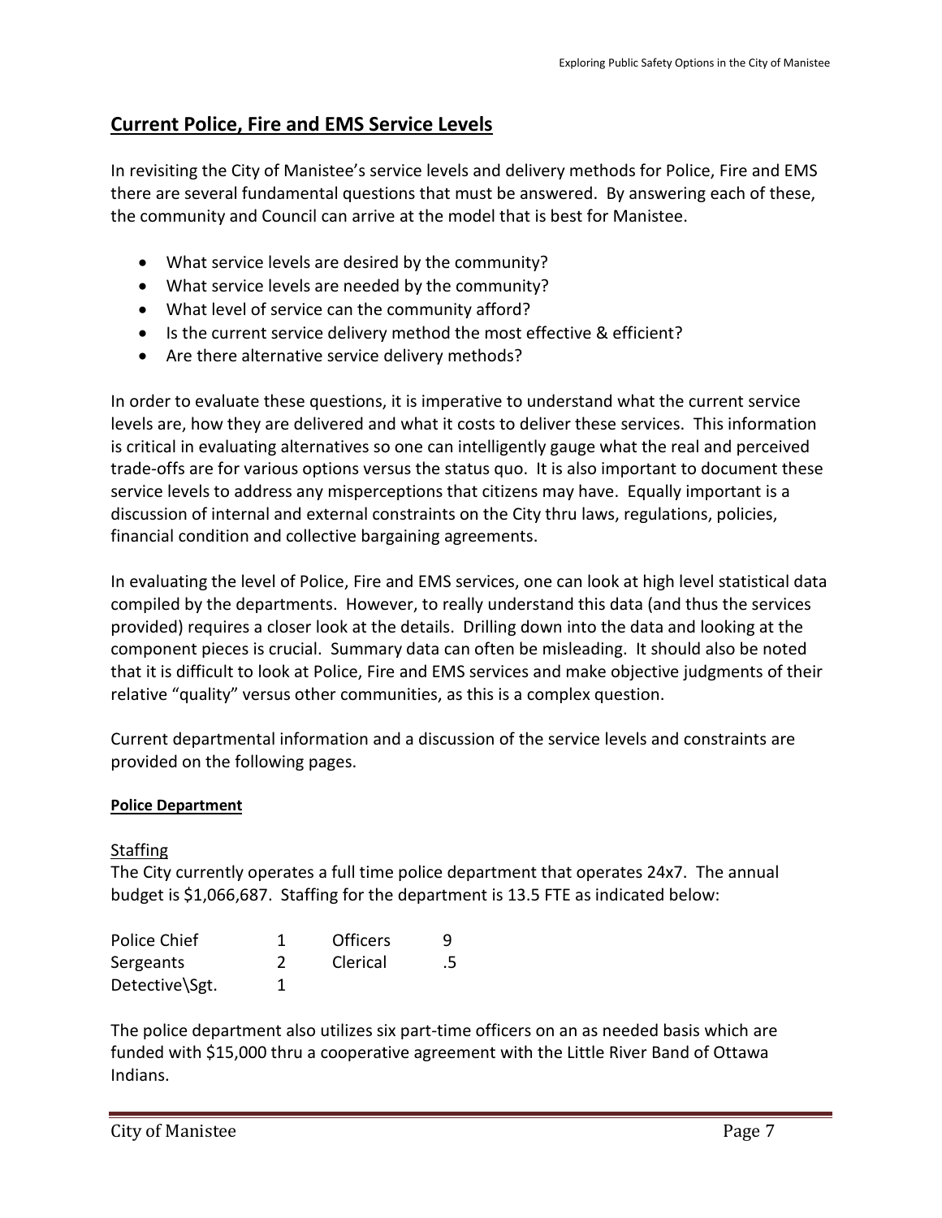## Current Police, Fire and EMS Service Levels

In revisiting the City of Manistee's service levels and delivery methods for Police, Fire and EMS there are several fundamental questions that must be answered. By answering each of these, the community and Council can arrive at the model that is best for Manistee.

- What service levels are desired by the community?
- What service levels are needed by the community?
- What level of service can the community afford?
- Is the current service delivery method the most effective & efficient?
- Are there alternative service delivery methods?

In order to evaluate these questions, it is imperative to understand what the current service levels are, how they are delivered and what it costs to deliver these services. This information is critical in evaluating alternatives so one can intelligently gauge what the real and perceived trade-offs are for various options versus the status quo. It is also important to document these service levels to address any misperceptions that citizens may have. Equally important is a discussion of internal and external constraints on the City thru laws, regulations, policies, financial condition and collective bargaining agreements.

In evaluating the level of Police, Fire and EMS services, one can look at high level statistical data compiled by the departments. However, to really understand this data (and thus the services provided) requires a closer look at the details. Drilling down into the data and looking at the component pieces is crucial. Summary data can often be misleading. It should also be noted that it is difficult to look at Police, Fire and EMS services and make objective judgments of their relative "quality" versus other communities, as this is a complex question.

Current departmental information and a discussion of the service levels and constraints are provided on the following pages.

#### Police Department

Staffing

The City currently operates a full time police department that operates 24x7. The annual budget is $1,066,687. Staffing for the department is 13.5 FTE as indicated below:

| | | | |
|---|---|---|---|
| Police Chief | 1 | Officers | 9 |
| Sergeants | 2 | Clerical | .5 |
| Detective\Sgt. | 1 | | |

The police department also utilizes six part-time officers on an as needed basis which are funded with $15,000 thru a cooperative agreement with the Little River Band of Ottawa Indians.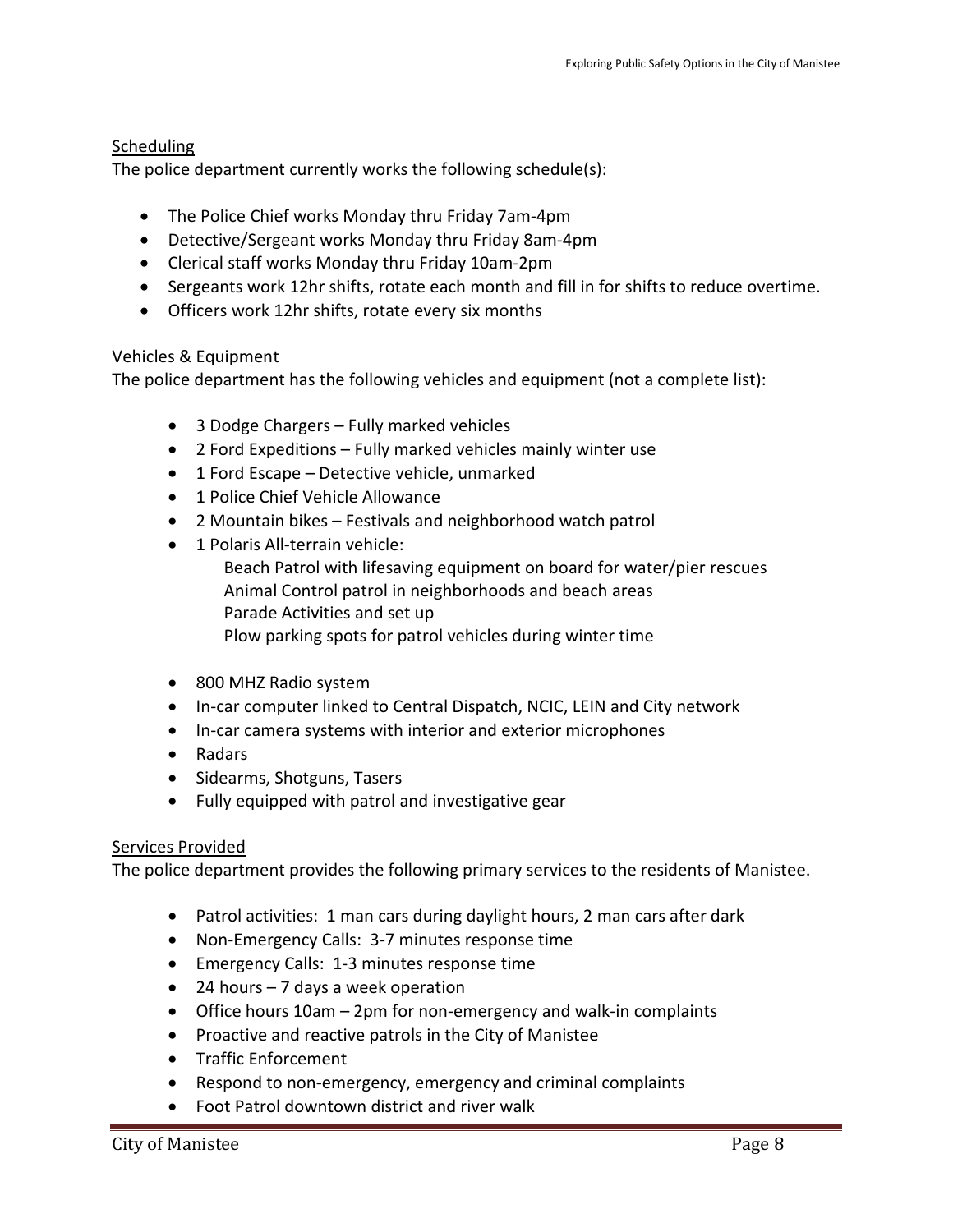## Scheduling

The police department currently works the following schedule(s):

- The Police Chief works Monday thru Friday 7am-4pm
- Detective/Sergeant works Monday thru Friday 8am-4pm
- Clerical staff works Monday thru Friday 10am-2pm
- Sergeants work 12hr shifts, rotate each month and fill in for shifts to reduce overtime.
- Officers work 12hr shifts, rotate every six months

## Vehicles & Equipment

The police department has the following vehicles and equipment (not a complete list):

- 3 Dodge Chargers – Fully marked vehicles
- 2 Ford Expeditions – Fully marked vehicles mainly winter use
- 1 Ford Escape – Detective vehicle, unmarked
- 1 Police Chief Vehicle Allowance
- 2 Mountain bikes – Festivals and neighborhood watch patrol
- 1 Polaris All-terrain vehicle:
  - Beach Patrol with lifesaving equipment on board for water/pier rescues
  - Animal Control patrol in neighborhoods and beach areas
  - Parade Activities and set up
  - Plow parking spots for patrol vehicles during winter time
- 800 MHZ Radio system
- In-car computer linked to Central Dispatch, NCIC, LEIN and City network
- In-car camera systems with interior and exterior microphones
- Radars
- Sidearms, Shotguns, Tasers
- Fully equipped with patrol and investigative gear

## Services Provided

The police department provides the following primary services to the residents of Manistee.

- Patrol activities: 1 man cars during daylight hours, 2 man cars after dark
- Non-Emergency Calls: 3-7 minutes response time
- Emergency Calls: 1-3 minutes response time
- 24 hours – 7 days a week operation
- Office hours 10am – 2pm for non-emergency and walk-in complaints
- Proactive and reactive patrols in the City of Manistee
- Traffic Enforcement
- Respond to non-emergency, emergency and criminal complaints
- Foot Patrol downtown district and river walk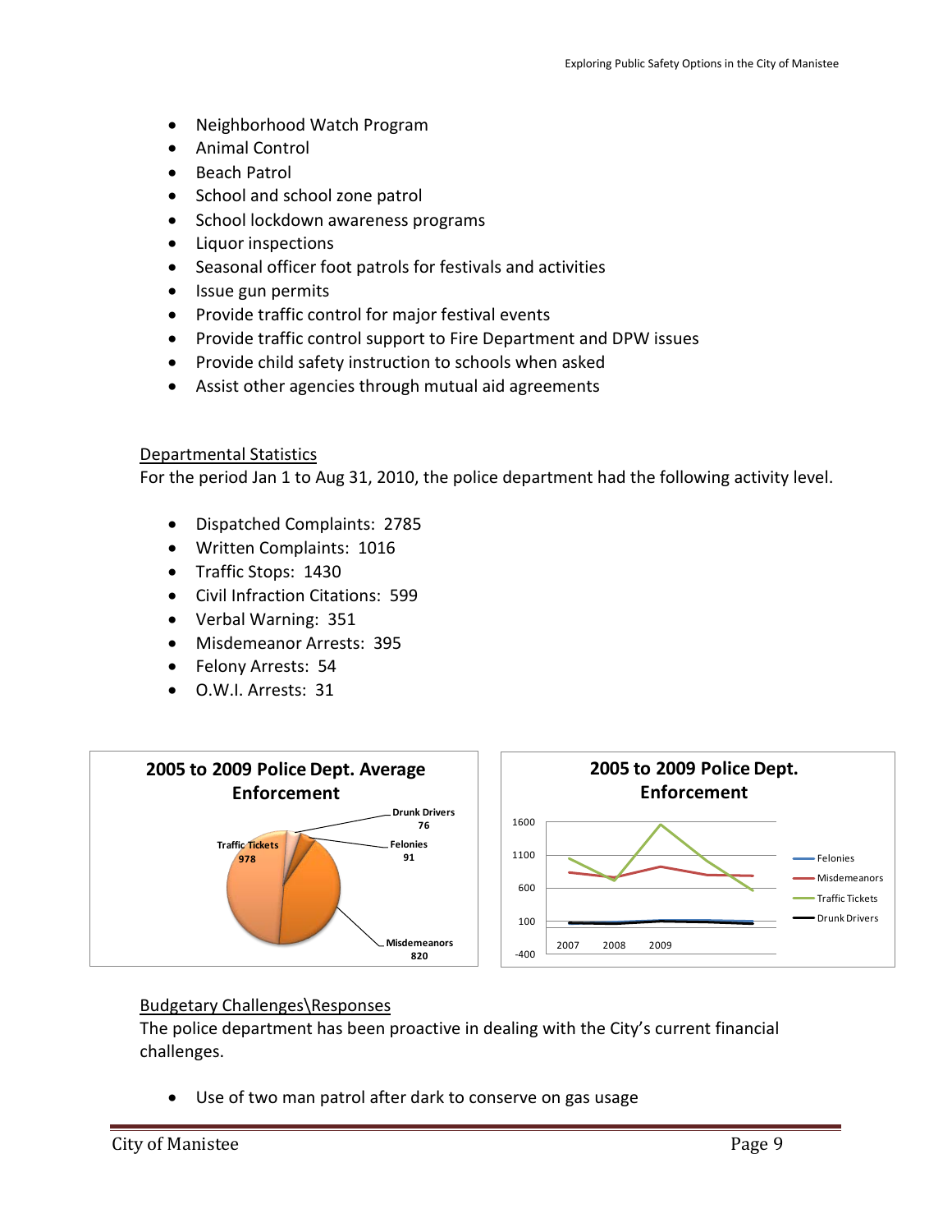- Neighborhood Watch Program
- Animal Control
- Beach Patrol
- School and school zone patrol
- School lockdown awareness programs
- Liquor inspections
- Seasonal officer foot patrols for festivals and activities
- Issue gun permits
- Provide traffic control for major festival events
- Provide traffic control support to Fire Department and DPW issues
- Provide child safety instruction to schools when asked
- Assist other agencies through mutual aid agreements

## Departmental Statistics

For the period Jan 1 to Aug 31, 2010, the police department had the following activity level.

- Dispatched Complaints: 2785
- Written Complaints: 1016
- Traffic Stops: 1430
- Civil Infraction Citations: 599
- Verbal Warning: 351
- Misdemeanor Arrests: 395
- Felony Arrests: 54
- O.W.I. Arrests: 31

**2005 to 2009 Police Dept. Average Enforcement**

Drunk Drivers 76; Felonies 91; Traffic Tickets 978; Misdemeanors 820

**2005 to 2009 Police Dept. Enforcement**

Felonies; Misdemeanors; Traffic Tickets; Drunk Drivers

## Budgetary Challenges\Responses

The police department has been proactive in dealing with the City's current financial challenges.

- Use of two man patrol after dark to conserve on gas usage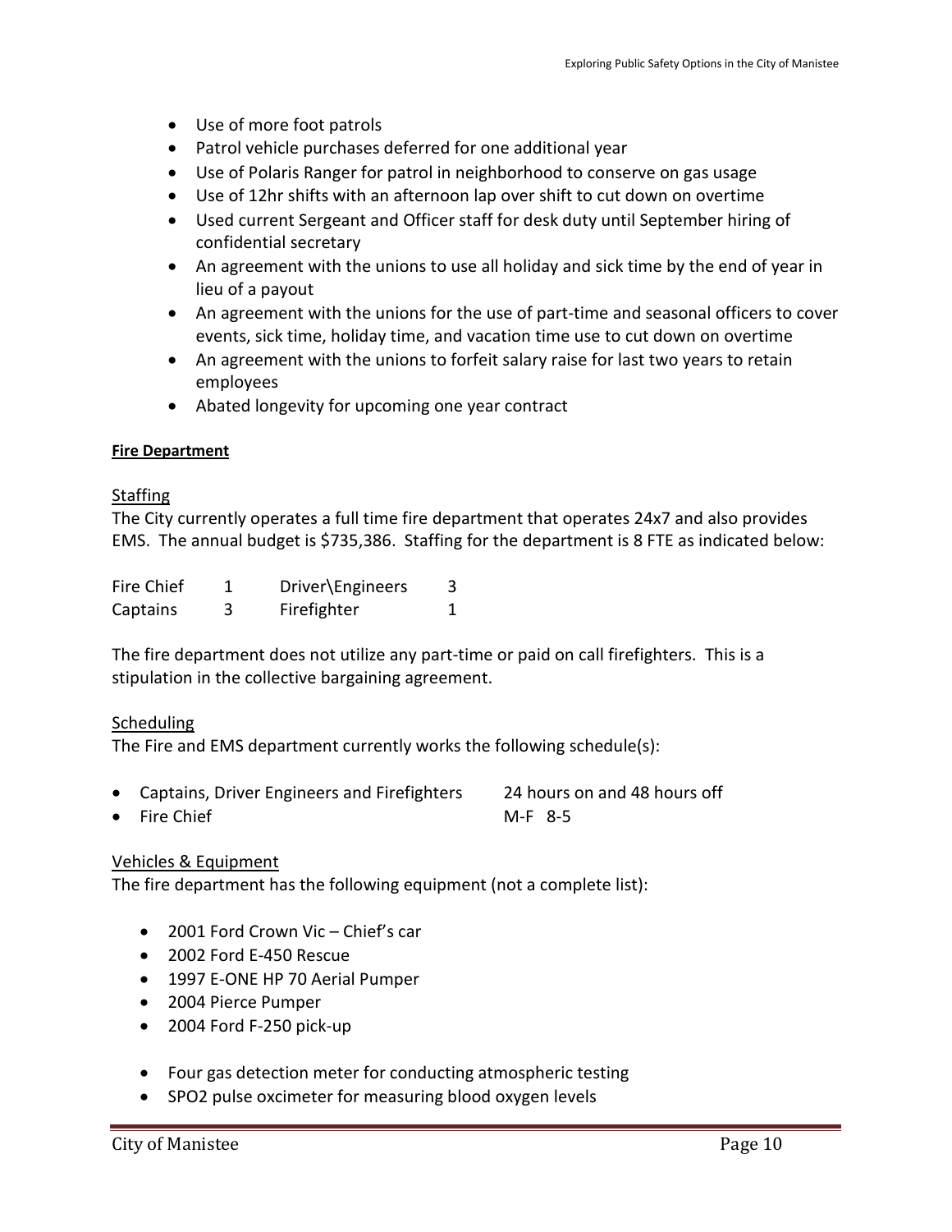- Use of more foot patrols
- Patrol vehicle purchases deferred for one additional year
- Use of Polaris Ranger for patrol in neighborhood to conserve on gas usage
- Use of 12hr shifts with an afternoon lap over shift to cut down on overtime
- Used current Sergeant and Officer staff for desk duty until September hiring of confidential secretary
- An agreement with the unions to use all holiday and sick time by the end of year in lieu of a payout
- An agreement with the unions for the use of part-time and seasonal officers to cover events, sick time, holiday time, and vacation time use to cut down on overtime
- An agreement with the unions to forfeit salary raise for last two years to retain employees
- Abated longevity for upcoming one year contract

#### Fire Department

Staffing

The City currently operates a full time fire department that operates 24x7 and also provides EMS. The annual budget is $735,386. Staffing for the department is 8 FTE as indicated below:

| | | | |
|---|---|---|---|
| Fire Chief | 1 | Driver\Engineers | 3 |
| Captains | 3 | Firefighter | 1 |

The fire department does not utilize any part-time or paid on call firefighters. This is a stipulation in the collective bargaining agreement.

Scheduling

The Fire and EMS department currently works the following schedule(s):

- Captains, Driver Engineers and Firefighters — 24 hours on and 48 hours off
- Fire Chief — M-F 8-5

Vehicles & Equipment

The fire department has the following equipment (not a complete list):

- 2001 Ford Crown Vic – Chief's car
- 2002 Ford E-450 Rescue
- 1997 E-ONE HP 70 Aerial Pumper
- 2004 Pierce Pumper
- 2004 Ford F-250 pick-up

- Four gas detection meter for conducting atmospheric testing
- SPO2 pulse oxcimeter for measuring blood oxygen levels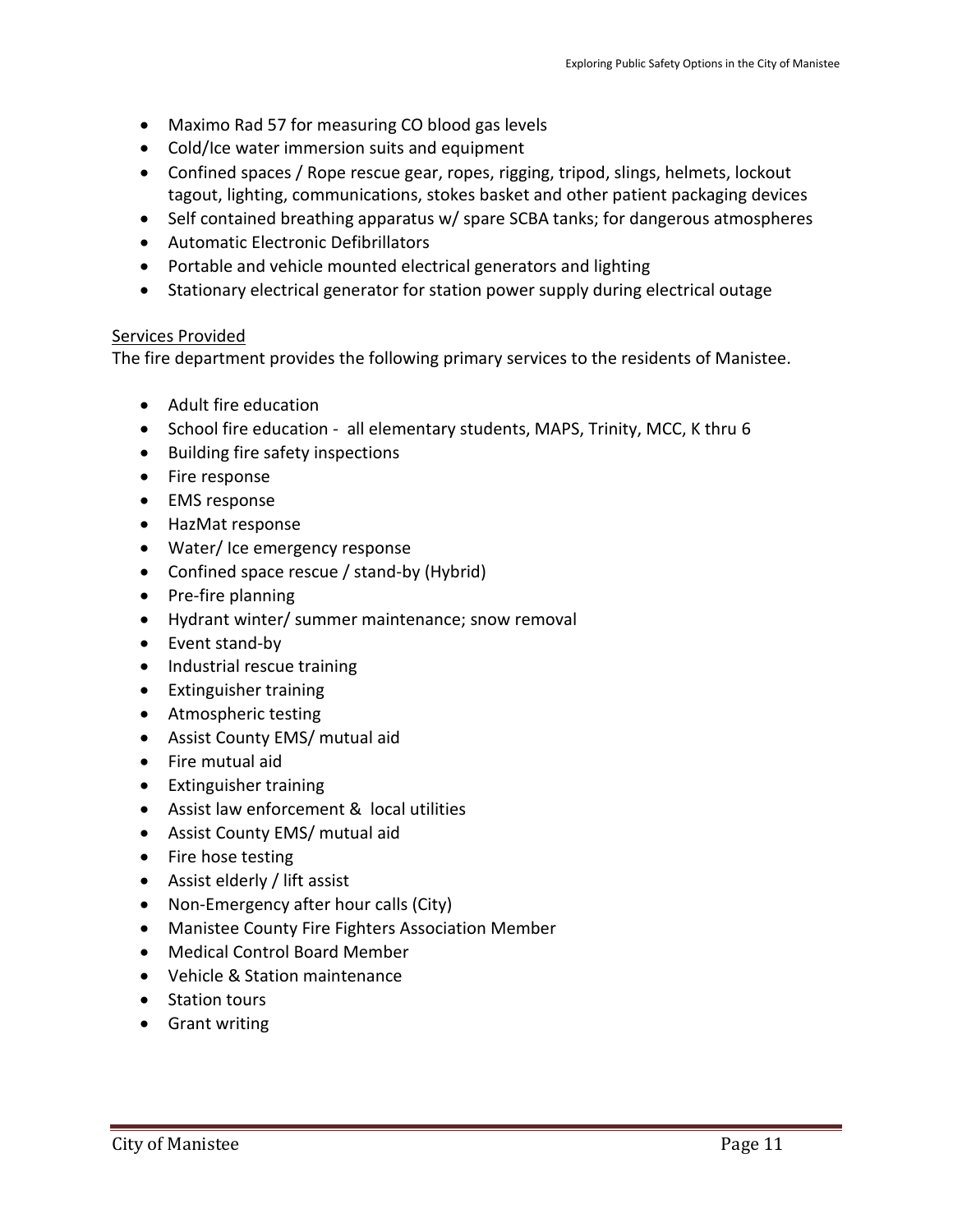- Maximo Rad 57 for measuring CO blood gas levels
- Cold/Ice water immersion suits and equipment
- Confined spaces / Rope rescue gear, ropes, rigging, tripod, slings, helmets, lockout tagout, lighting, communications, stokes basket and other patient packaging devices
- Self contained breathing apparatus w/ spare SCBA tanks; for dangerous atmospheres
- Automatic Electronic Defibrillators
- Portable and vehicle mounted electrical generators and lighting
- Stationary electrical generator for station power supply during electrical outage

<u>Services Provided</u>

The fire department provides the following primary services to the residents of Manistee.

- Adult fire education
- School fire education - all elementary students, MAPS, Trinity, MCC, K thru 6
- Building fire safety inspections
- Fire response
- EMS response
- HazMat response
- Water/ Ice emergency response
- Confined space rescue / stand-by (Hybrid)
- Pre-fire planning
- Hydrant winter/ summer maintenance; snow removal
- Event stand-by
- Industrial rescue training
- Extinguisher training
- Atmospheric testing
- Assist County EMS/ mutual aid
- Fire mutual aid
- Extinguisher training
- Assist law enforcement & local utilities
- Assist County EMS/ mutual aid
- Fire hose testing
- Assist elderly / lift assist
- Non-Emergency after hour calls (City)
- Manistee County Fire Fighters Association Member
- Medical Control Board Member
- Vehicle & Station maintenance
- Station tours
- Grant writing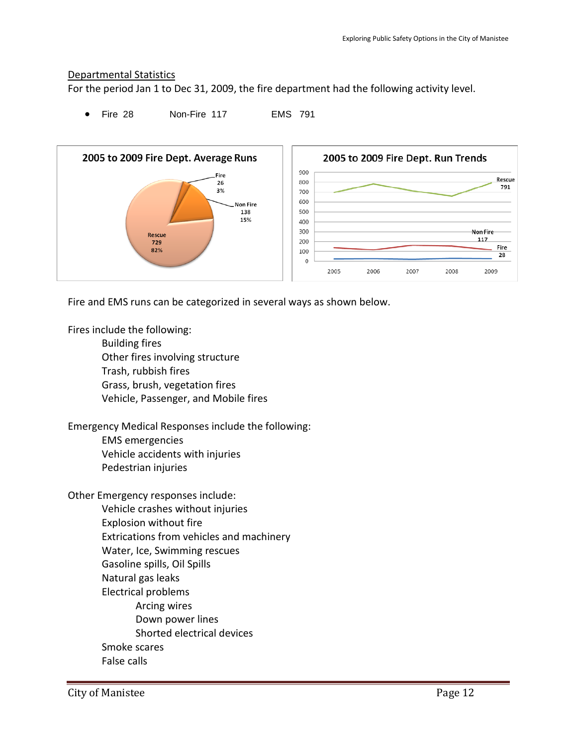Departmental Statistics

For the period Jan 1 to Dec 31, 2009, the fire department had the following activity level.

- Fire 28 Non-Fire 117 EMS 791

**2005 to 2009 Fire Dept. Average Runs**

Fire 26 3%
Non Fire 138 15%
Rescue 729 82%

**2005 to 2009 Fire Dept. Run Trends**

Rescue 791
Non Fire 117
Fire 28

Fire and EMS runs can be categorized in several ways as shown below.

Fires include the following:

- Building fires
- Other fires involving structure
- Trash, rubbish fires
- Grass, brush, vegetation fires
- Vehicle, Passenger, and Mobile fires

Emergency Medical Responses include the following:

- EMS emergencies
- Vehicle accidents with injuries
- Pedestrian injuries

Other Emergency responses include:

- Vehicle crashes without injuries
- Explosion without fire
- Extrications from vehicles and machinery
- Water, Ice, Swimming rescues
- Gasoline spills, Oil Spills
- Natural gas leaks
- Electrical problems
  - Arcing wires
  - Down power lines
  - Shorted electrical devices
- Smoke scares
- False calls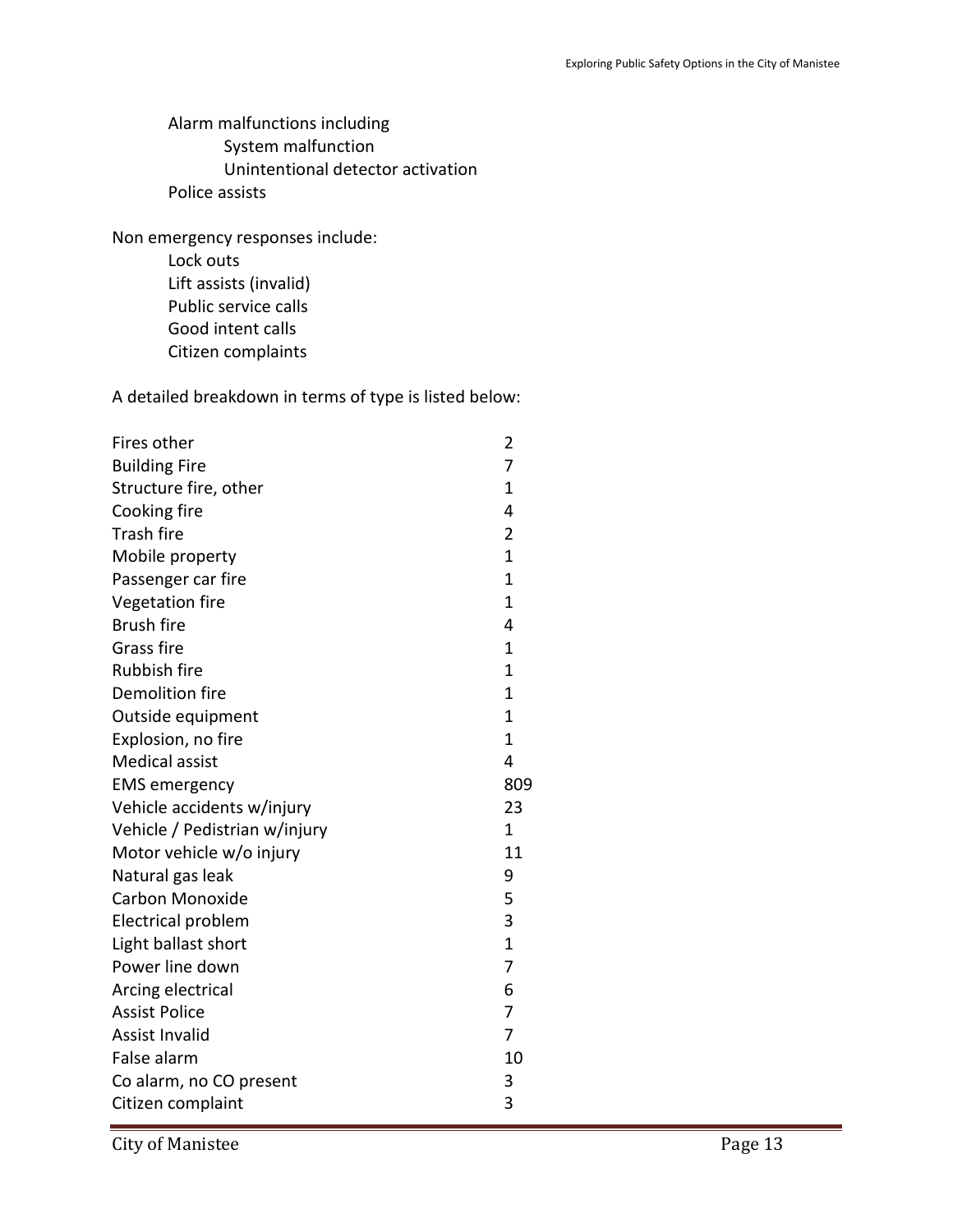- Alarm malfunctions including
  - System malfunction
  - Unintentional detector activation
- Police assists

Non emergency responses include:

- Lock outs
- Lift assists (invalid)
- Public service calls
- Good intent calls
- Citizen complaints

A detailed breakdown in terms of type is listed below:

| Type | Count |
|---|---|
| Fires other | 2 |
| Building Fire | 7 |
| Structure fire, other | 1 |
| Cooking fire | 4 |
| Trash fire | 2 |
| Mobile property | 1 |
| Passenger car fire | 1 |
| Vegetation fire | 1 |
| Brush fire | 4 |
| Grass fire | 1 |
| Rubbish fire | 1 |
| Demolition fire | 1 |
| Outside equipment | 1 |
| Explosion, no fire | 1 |
| Medical assist | 4 |
| EMS emergency | 809 |
| Vehicle accidents w/injury | 23 |
| Vehicle / Pedistrian w/injury | 1 |
| Motor vehicle w/o injury | 11 |
| Natural gas leak | 9 |
| Carbon Monoxide | 5 |
| Electrical problem | 3 |
| Light ballast short | 1 |
| Power line down | 7 |
| Arcing electrical | 6 |
| Assist Police | 7 |
| Assist Invalid | 7 |
| False alarm | 10 |
| Co alarm, no CO present | 3 |
| Citizen complaint | 3 |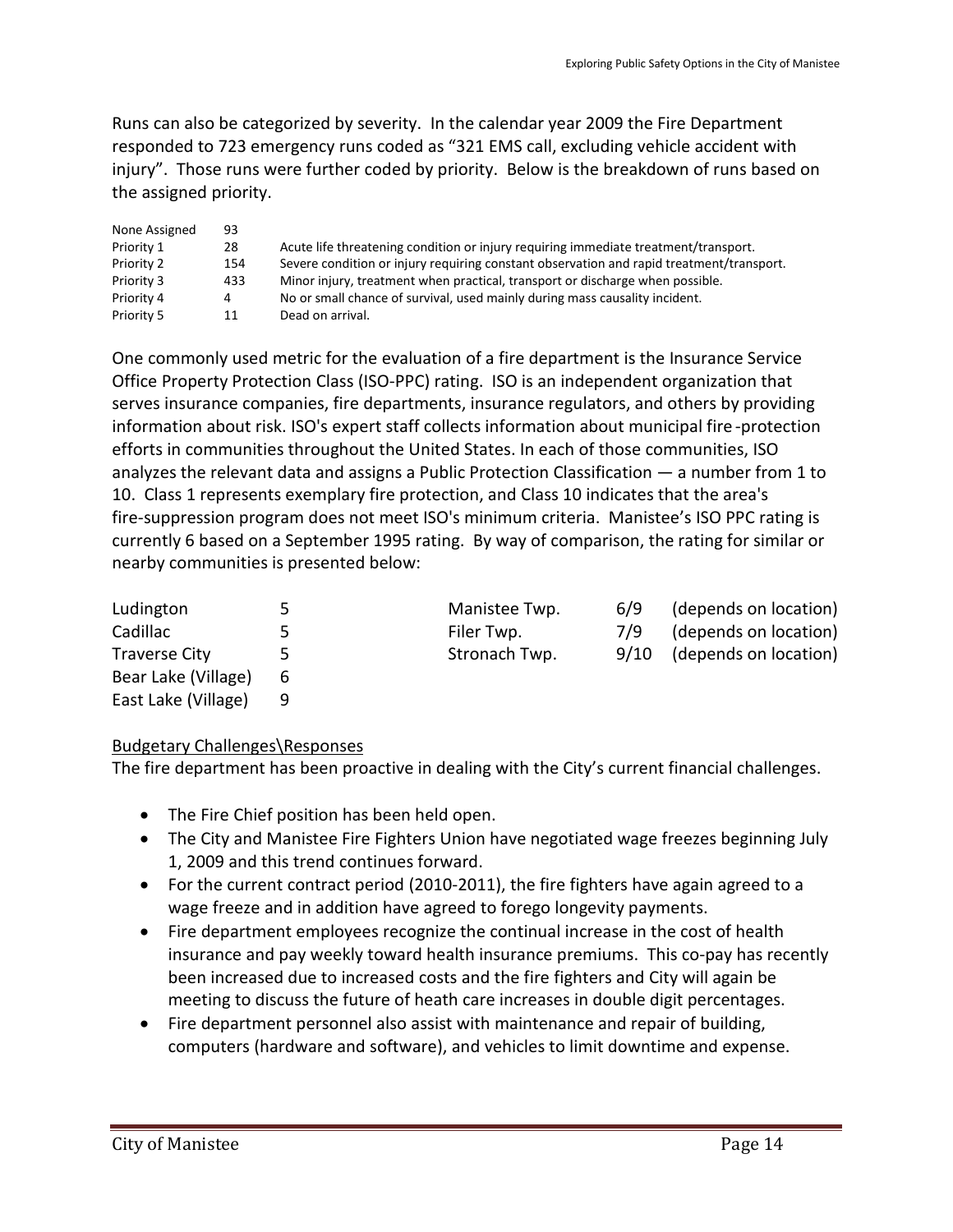Runs can also be categorized by severity. In the calendar year 2009 the Fire Department responded to 723 emergency runs coded as "321 EMS call, excluding vehicle accident with injury". Those runs were further coded by priority. Below is the breakdown of runs based on the assigned priority.

| | | |
|---|---|---|
| None Assigned | 93 | |
| Priority 1 | 28 | Acute life threatening condition or injury requiring immediate treatment/transport. |
| Priority 2 | 154 | Severe condition or injury requiring constant observation and rapid treatment/transport. |
| Priority 3 | 433 | Minor injury, treatment when practical, transport or discharge when possible. |
| Priority 4 | 4 | No or small chance of survival, used mainly during mass causality incident. |
| Priority 5 | 11 | Dead on arrival. |

One commonly used metric for the evaluation of a fire department is the Insurance Service Office Property Protection Class (ISO-PPC) rating. ISO is an independent organization that serves insurance companies, fire departments, insurance regulators, and others by providing information about risk. ISO's expert staff collects information about municipal fire-protection efforts in communities throughout the United States. In each of those communities, ISO analyzes the relevant data and assigns a Public Protection Classification — a number from 1 to 10. Class 1 represents exemplary fire protection, and Class 10 indicates that the area's fire-suppression program does not meet ISO's minimum criteria. Manistee's ISO PPC rating is currently 6 based on a September 1995 rating. By way of comparison, the rating for similar or nearby communities is presented below:

| | | | | |
|---|---|---|---|---|
| Ludington | 5 | Manistee Twp. | 6/9 | (depends on location) |
| Cadillac | 5 | Filer Twp. | 7/9 | (depends on location) |
| Traverse City | 5 | Stronach Twp. | 9/10 | (depends on location) |
| Bear Lake (Village) | 6 | | | |
| East Lake (Village) | 9 | | | |

Budgetary Challenges\Responses

The fire department has been proactive in dealing with the City's current financial challenges.

- The Fire Chief position has been held open.
- The City and Manistee Fire Fighters Union have negotiated wage freezes beginning July 1, 2009 and this trend continues forward.
- For the current contract period (2010-2011), the fire fighters have again agreed to a wage freeze and in addition have agreed to forego longevity payments.
- Fire department employees recognize the continual increase in the cost of health insurance and pay weekly toward health insurance premiums. This co-pay has recently been increased due to increased costs and the fire fighters and City will again be meeting to discuss the future of heath care increases in double digit percentages.
- Fire department personnel also assist with maintenance and repair of building, computers (hardware and software), and vehicles to limit downtime and expense.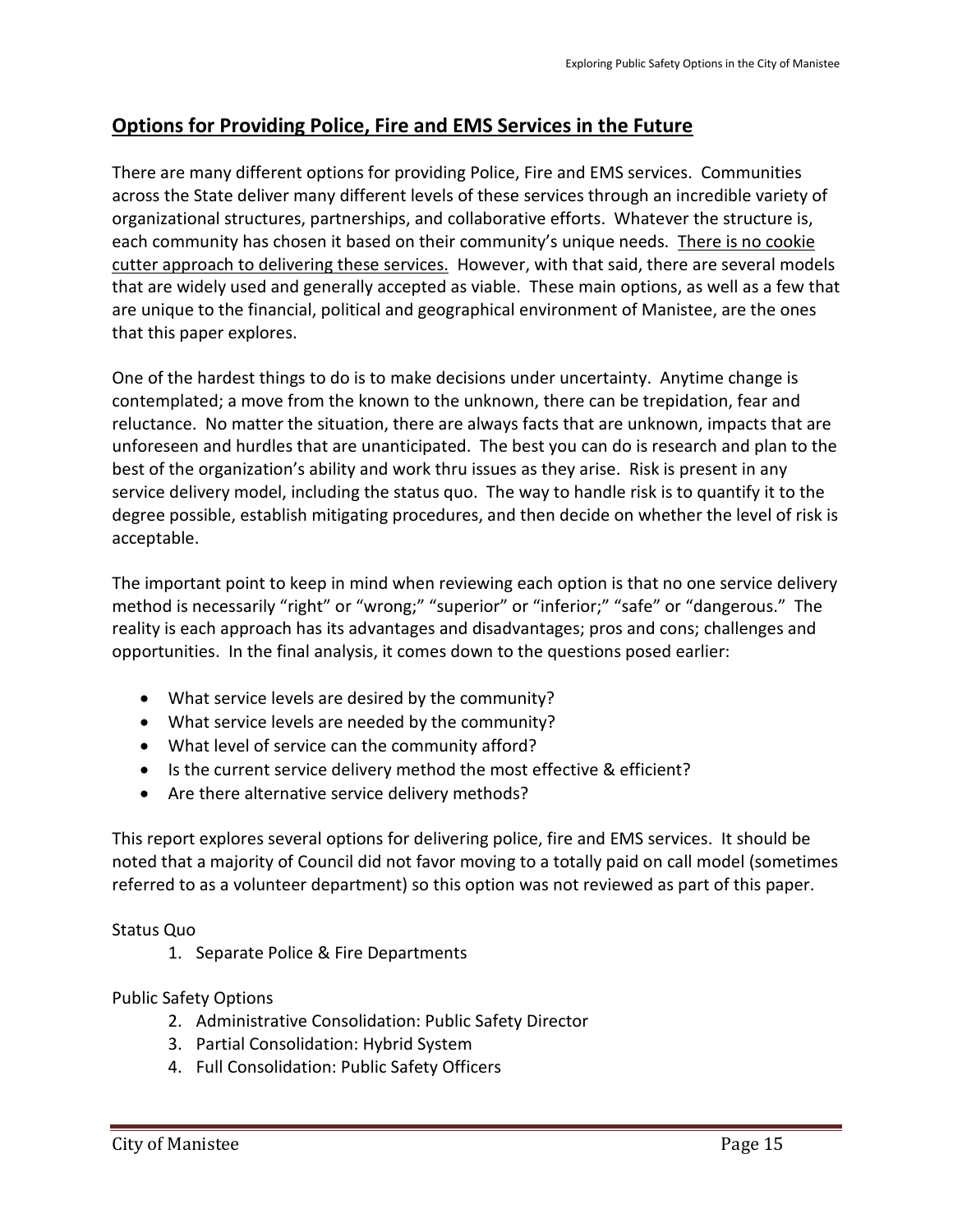## Options for Providing Police, Fire and EMS Services in the Future

There are many different options for providing Police, Fire and EMS services. Communities across the State deliver many different levels of these services through an incredible variety of organizational structures, partnerships, and collaborative efforts. Whatever the structure is, each community has chosen it based on their community's unique needs. <u>There is no cookie cutter approach to delivering these services.</u> However, with that said, there are several models that are widely used and generally accepted as viable. These main options, as well as a few that are unique to the financial, political and geographical environment of Manistee, are the ones that this paper explores.

One of the hardest things to do is to make decisions under uncertainty. Anytime change is contemplated; a move from the known to the unknown, there can be trepidation, fear and reluctance. No matter the situation, there are always facts that are unknown, impacts that are unforeseen and hurdles that are unanticipated. The best you can do is research and plan to the best of the organization's ability and work thru issues as they arise. Risk is present in any service delivery model, including the status quo. The way to handle risk is to quantify it to the degree possible, establish mitigating procedures, and then decide on whether the level of risk is acceptable.

The important point to keep in mind when reviewing each option is that no one service delivery method is necessarily "right" or "wrong;" "superior" or "inferior;" "safe" or "dangerous." The reality is each approach has its advantages and disadvantages; pros and cons; challenges and opportunities. In the final analysis, it comes down to the questions posed earlier:

- What service levels are desired by the community?
- What service levels are needed by the community?
- What level of service can the community afford?
- Is the current service delivery method the most effective & efficient?
- Are there alternative service delivery methods?

This report explores several options for delivering police, fire and EMS services. It should be noted that a majority of Council did not favor moving to a totally paid on call model (sometimes referred to as a volunteer department) so this option was not reviewed as part of this paper.

Status Quo

1. Separate Police & Fire Departments

Public Safety Options

2. Administrative Consolidation: Public Safety Director
3. Partial Consolidation: Hybrid System
4. Full Consolidation: Public Safety Officers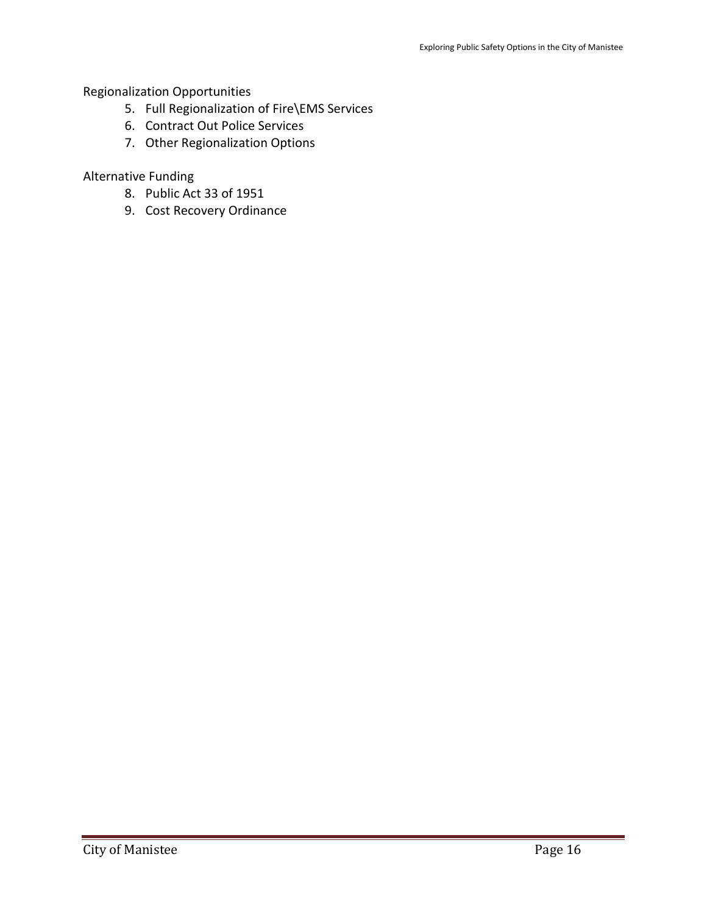Regionalization Opportunities

5. Full Regionalization of Fire\EMS Services
6. Contract Out Police Services
7. Other Regionalization Options

Alternative Funding

8. Public Act 33 of 1951
9. Cost Recovery Ordinance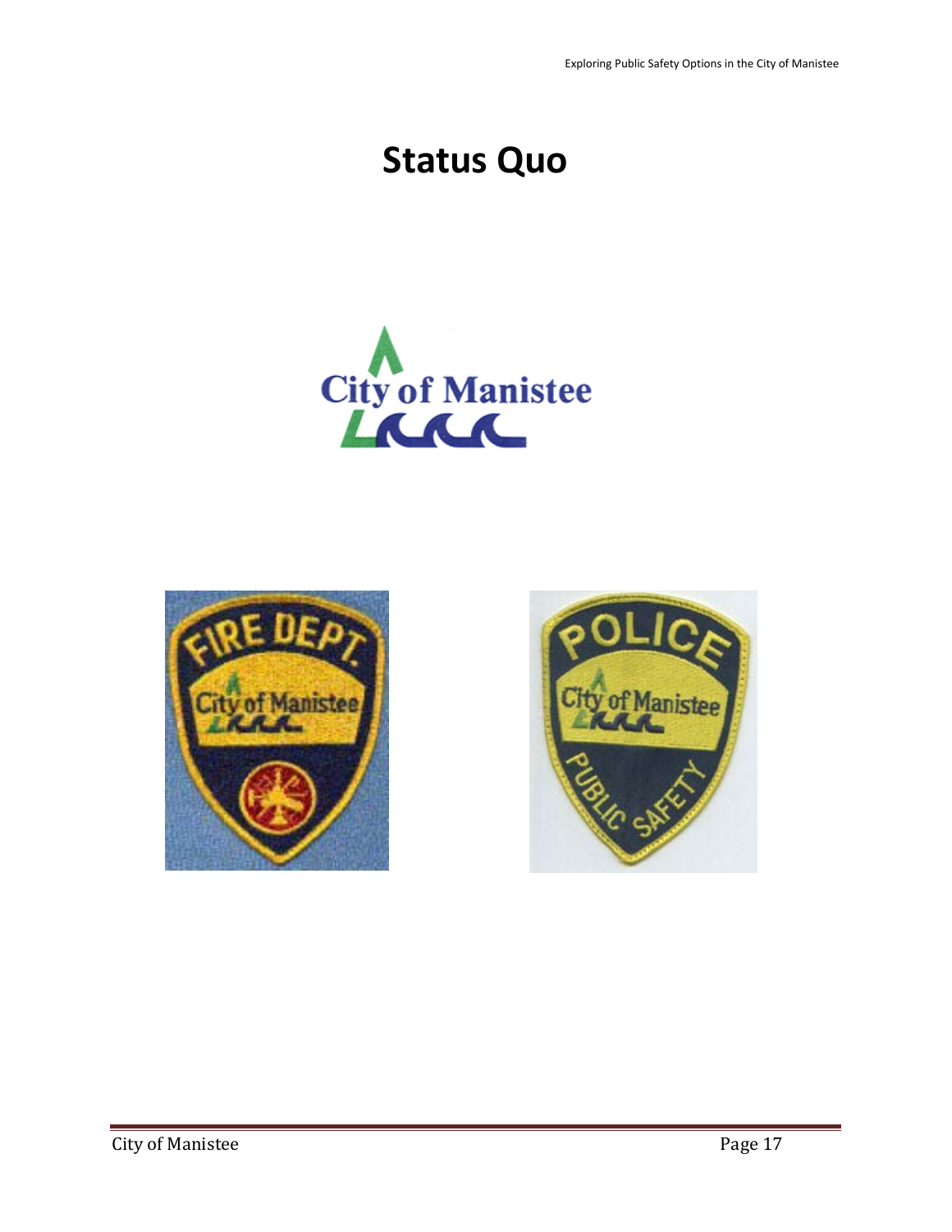# Status Quo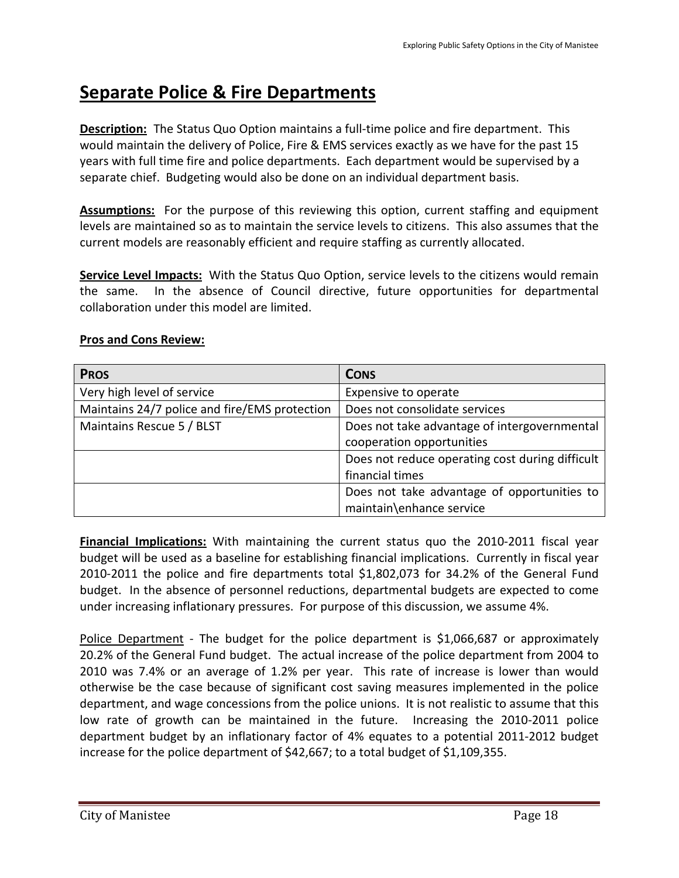# Separate Police & Fire Departments

**Description:** The Status Quo Option maintains a full-time police and fire department. This would maintain the delivery of Police, Fire & EMS services exactly as we have for the past 15 years with full time fire and police departments. Each department would be supervised by a separate chief. Budgeting would also be done on an individual department basis.

**Assumptions:** For the purpose of this reviewing this option, current staffing and equipment levels are maintained so as to maintain the service levels to citizens. This also assumes that the current models are reasonably efficient and require staffing as currently allocated.

**Service Level Impacts:** With the Status Quo Option, service levels to the citizens would remain the same. In the absence of Council directive, future opportunities for departmental collaboration under this model are limited.

**Pros and Cons Review:**

| PROS | CONS |
|---|---|
| Very high level of service | Expensive to operate |
| Maintains 24/7 police and fire/EMS protection | Does not consolidate services |
| Maintains Rescue 5 / BLST | Does not take advantage of intergovernmental cooperation opportunities |
| | Does not reduce operating cost during difficult financial times |
| | Does not take advantage of opportunities to maintain\enhance service |

**Financial Implications:** With maintaining the current status quo the 2010-2011 fiscal year budget will be used as a baseline for establishing financial implications. Currently in fiscal year 2010-2011 the police and fire departments total $1,802,073 for 34.2% of the General Fund budget. In the absence of personnel reductions, departmental budgets are expected to come under increasing inflationary pressures. For purpose of this discussion, we assume 4%.

Police Department - The budget for the police department is $1,066,687 or approximately 20.2% of the General Fund budget. The actual increase of the police department from 2004 to 2010 was 7.4% or an average of 1.2% per year. This rate of increase is lower than would otherwise be the case because of significant cost saving measures implemented in the police department, and wage concessions from the police unions. It is not realistic to assume that this low rate of growth can be maintained in the future. Increasing the 2010-2011 police department budget by an inflationary factor of 4% equates to a potential 2011-2012 budget increase for the police department of $42,667; to a total budget of $1,109,355.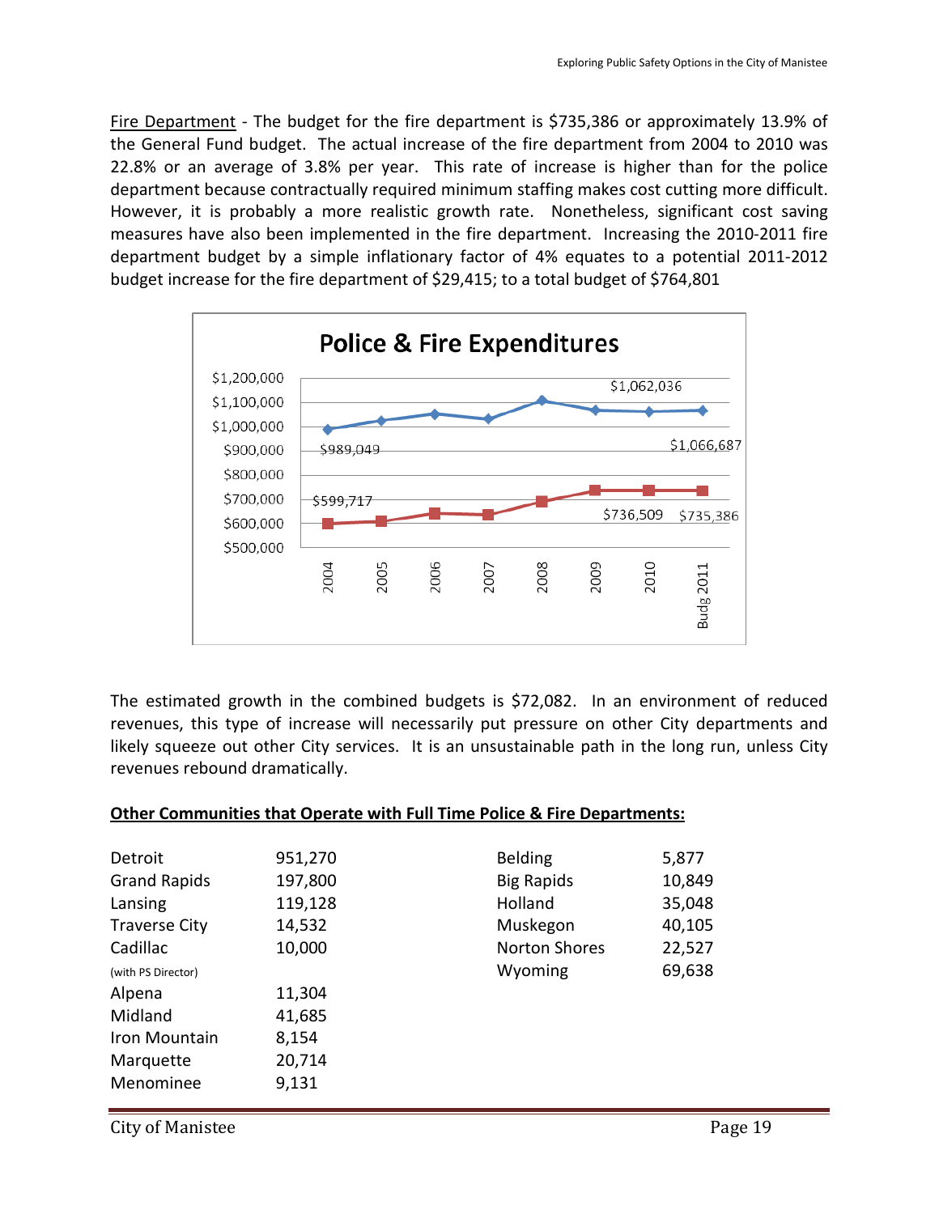Fire Department - The budget for the fire department is $735,386 or approximately 13.9% of the General Fund budget. The actual increase of the fire department from 2004 to 2010 was 22.8% or an average of 3.8% per year. This rate of increase is higher than for the police department because contractually required minimum staffing makes cost cutting more difficult. However, it is probably a more realistic growth rate. Nonetheless, significant cost saving measures have also been implemented in the fire department. Increasing the 2010-2011 fire department budget by a simple inflationary factor of 4% equates to a potential 2011-2012 budget increase for the fire department of $29,415; to a total budget of $764,801

**Police & Fire Expenditures**

| Year | Police | Fire |
|---|---|---|
| 2004 | $989,049 | $599,717 |
| 2005 | | |
| 2006 | | |
| 2007 | | |
| 2008 | | |
| 2009 | | |
| 2010 | $1,062,036 | $736,509 |
| Budg 2011 | $1,066,687 | $735,386 |

The estimated growth in the combined budgets is $72,082. In an environment of reduced revenues, this type of increase will necessarily put pressure on other City departments and likely squeeze out other City services. It is an unsustainable path in the long run, unless City revenues rebound dramatically.

**Other Communities that Operate with Full Time Police & Fire Departments:**

| Community | Population | Community | Population |
|---|---|---|---|
| Detroit | 951,270 | Belding | 5,877 |
| Grand Rapids | 197,800 | Big Rapids | 10,849 |
| Lansing | 119,128 | Holland | 35,048 |
| Traverse City | 14,532 | Muskegon | 40,105 |
| Cadillac (with PS Director) | 10,000 | Norton Shores | 22,527 |
| Alpena | 11,304 | Wyoming | 69,638 |
| Midland | 41,685 | | |
| Iron Mountain | 8,154 | | |
| Marquette | 20,714 | | |
| Menominee | 9,131 | | |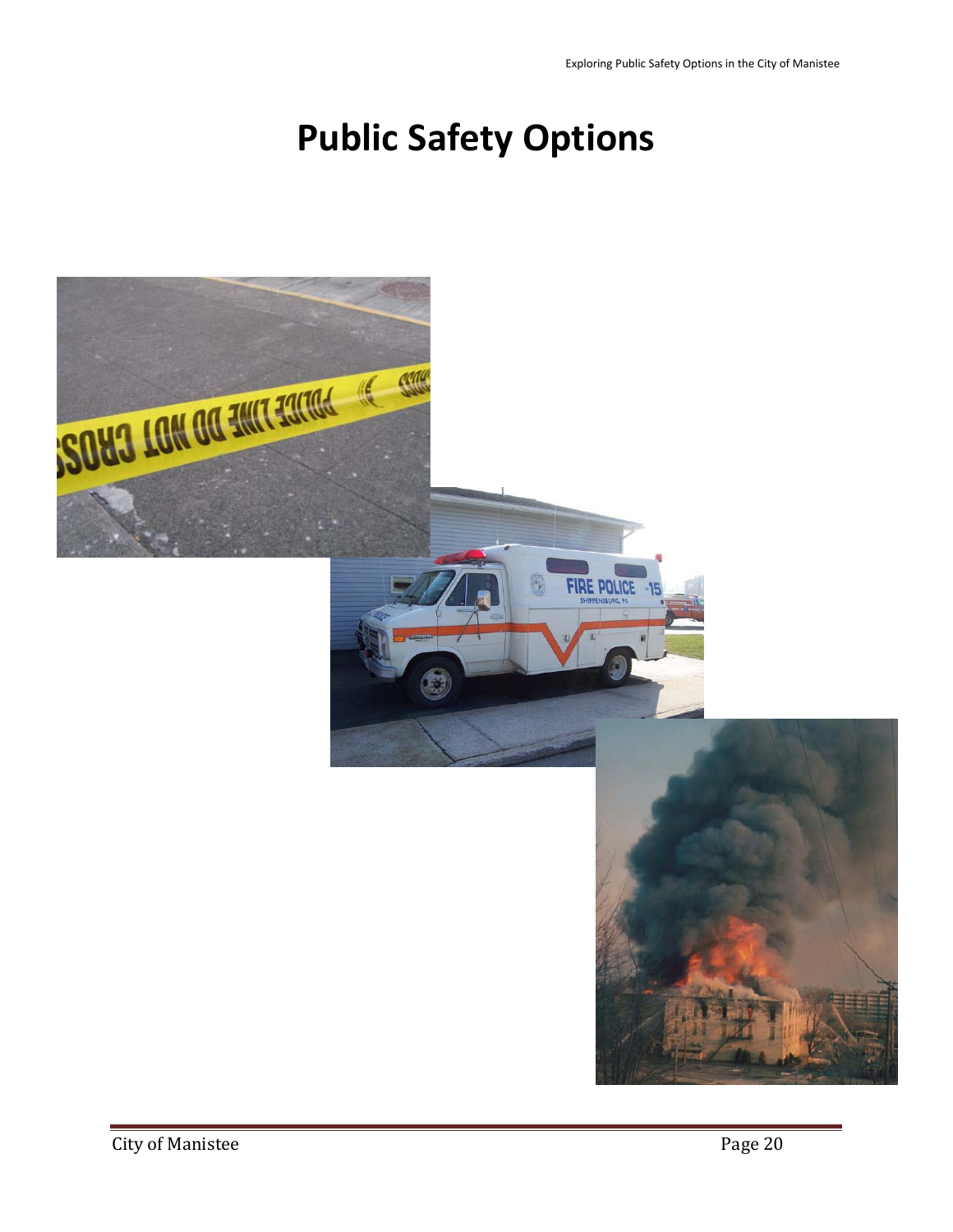# Public Safety Options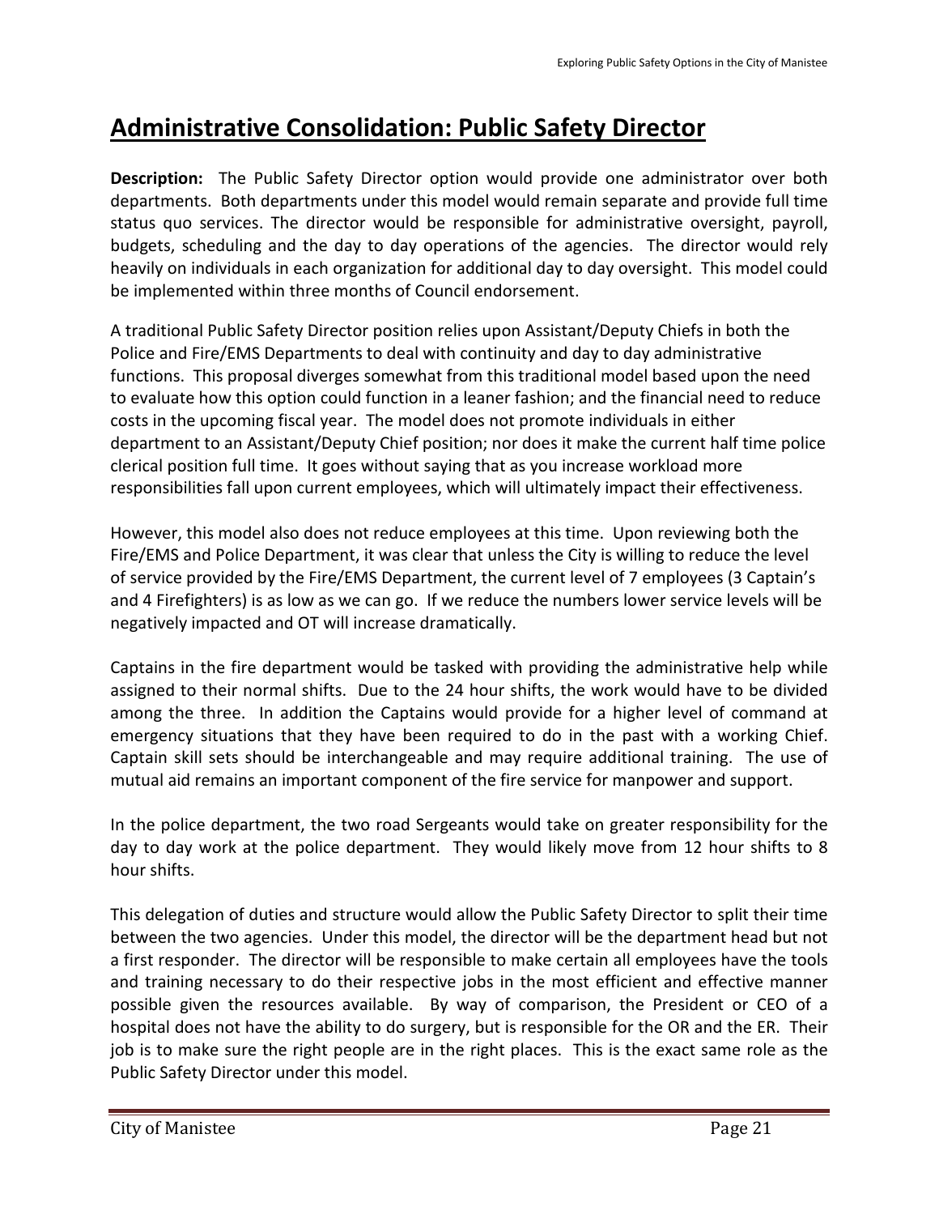# Administrative Consolidation: Public Safety Director

**Description:** The Public Safety Director option would provide one administrator over both departments. Both departments under this model would remain separate and provide full time status quo services. The director would be responsible for administrative oversight, payroll, budgets, scheduling and the day to day operations of the agencies. The director would rely heavily on individuals in each organization for additional day to day oversight. This model could be implemented within three months of Council endorsement.

A traditional Public Safety Director position relies upon Assistant/Deputy Chiefs in both the Police and Fire/EMS Departments to deal with continuity and day to day administrative functions. This proposal diverges somewhat from this traditional model based upon the need to evaluate how this option could function in a leaner fashion; and the financial need to reduce costs in the upcoming fiscal year. The model does not promote individuals in either department to an Assistant/Deputy Chief position; nor does it make the current half time police clerical position full time. It goes without saying that as you increase workload more responsibilities fall upon current employees, which will ultimately impact their effectiveness.

However, this model also does not reduce employees at this time. Upon reviewing both the Fire/EMS and Police Department, it was clear that unless the City is willing to reduce the level of service provided by the Fire/EMS Department, the current level of 7 employees (3 Captain's and 4 Firefighters) is as low as we can go. If we reduce the numbers lower service levels will be negatively impacted and OT will increase dramatically.

Captains in the fire department would be tasked with providing the administrative help while assigned to their normal shifts. Due to the 24 hour shifts, the work would have to be divided among the three. In addition the Captains would provide for a higher level of command at emergency situations that they have been required to do in the past with a working Chief. Captain skill sets should be interchangeable and may require additional training. The use of mutual aid remains an important component of the fire service for manpower and support.

In the police department, the two road Sergeants would take on greater responsibility for the day to day work at the police department. They would likely move from 12 hour shifts to 8 hour shifts.

This delegation of duties and structure would allow the Public Safety Director to split their time between the two agencies. Under this model, the director will be the department head but not a first responder. The director will be responsible to make certain all employees have the tools and training necessary to do their respective jobs in the most efficient and effective manner possible given the resources available. By way of comparison, the President or CEO of a hospital does not have the ability to do surgery, but is responsible for the OR and the ER. Their job is to make sure the right people are in the right places. This is the exact same role as the Public Safety Director under this model.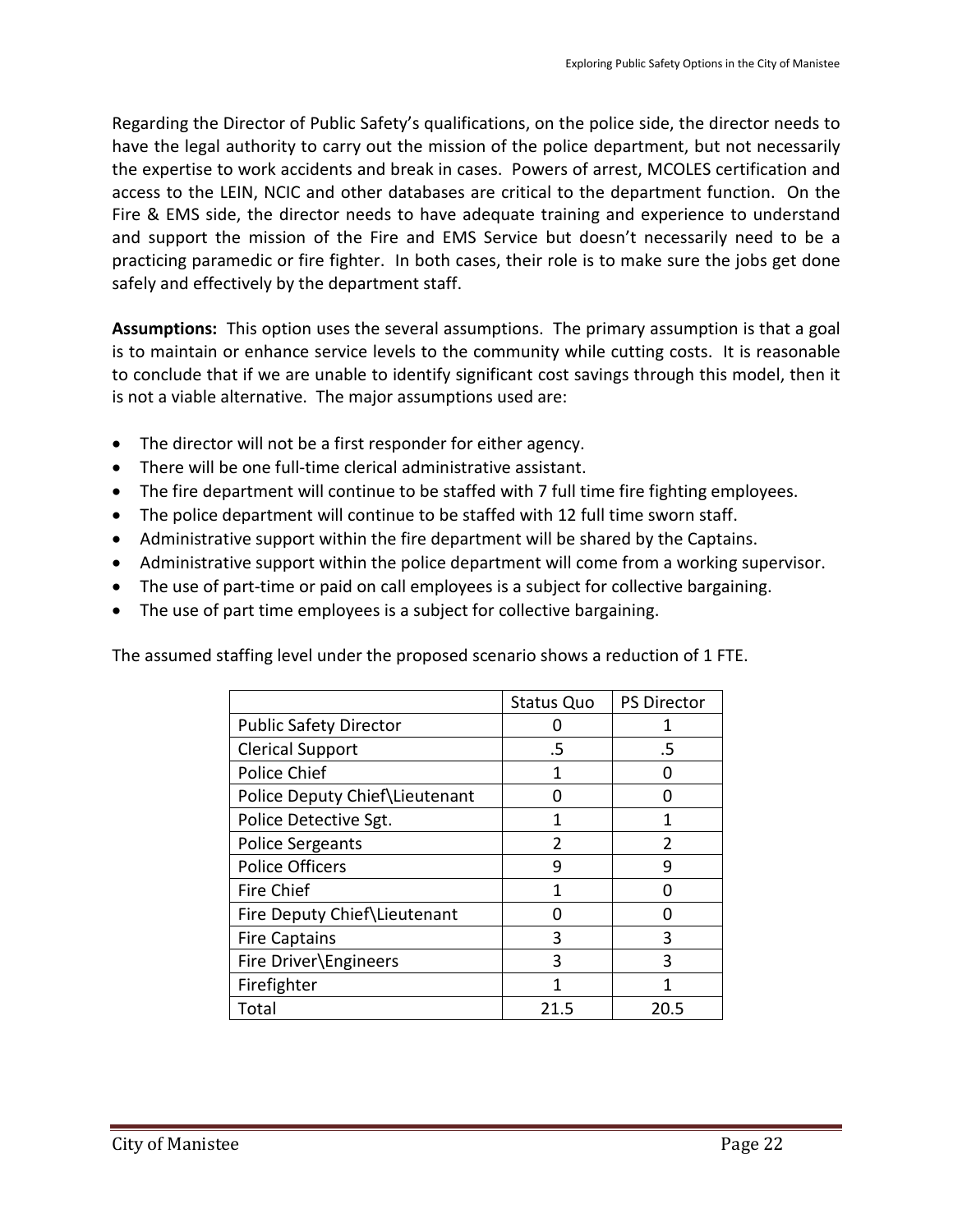Regarding the Director of Public Safety's qualifications, on the police side, the director needs to have the legal authority to carry out the mission of the police department, but not necessarily the expertise to work accidents and break in cases. Powers of arrest, MCOLES certification and access to the LEIN, NCIC and other databases are critical to the department function. On the Fire & EMS side, the director needs to have adequate training and experience to understand and support the mission of the Fire and EMS Service but doesn't necessarily need to be a practicing paramedic or fire fighter. In both cases, their role is to make sure the jobs get done safely and effectively by the department staff.

**Assumptions:** This option uses the several assumptions. The primary assumption is that a goal is to maintain or enhance service levels to the community while cutting costs. It is reasonable to conclude that if we are unable to identify significant cost savings through this model, then it is not a viable alternative. The major assumptions used are:

- The director will not be a first responder for either agency.
- There will be one full-time clerical administrative assistant.
- The fire department will continue to be staffed with 7 full time fire fighting employees.
- The police department will continue to be staffed with 12 full time sworn staff.
- Administrative support within the fire department will be shared by the Captains.
- Administrative support within the police department will come from a working supervisor.
- The use of part-time or paid on call employees is a subject for collective bargaining.
- The use of part time employees is a subject for collective bargaining.

The assumed staffing level under the proposed scenario shows a reduction of 1 FTE.

| | Status Quo | PS Director |
|---|---|---|
| Public Safety Director | 0 | 1 |
| Clerical Support | .5 | .5 |
| Police Chief | 1 | 0 |
| Police Deputy Chief\Lieutenant | 0 | 0 |
| Police Detective Sgt. | 1 | 1 |
| Police Sergeants | 2 | 2 |
| Police Officers | 9 | 9 |
| Fire Chief | 1 | 0 |
| Fire Deputy Chief\Lieutenant | 0 | 0 |
| Fire Captains | 3 | 3 |
| Fire Driver\Engineers | 3 | 3 |
| Firefighter | 1 | 1 |
| Total | 21.5 | 20.5 |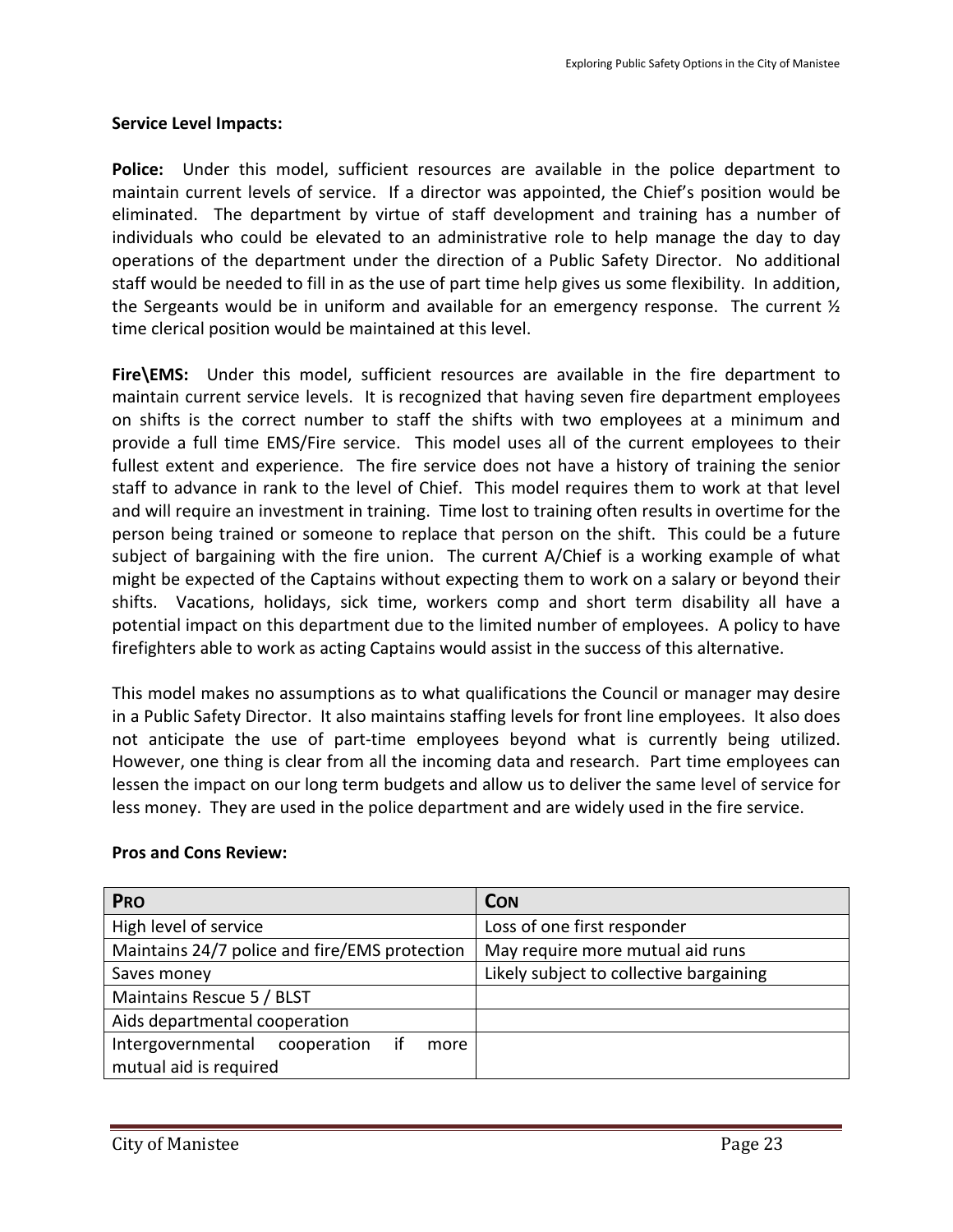**Service Level Impacts:**

**Police:** Under this model, sufficient resources are available in the police department to maintain current levels of service. If a director was appointed, the Chief's position would be eliminated. The department by virtue of staff development and training has a number of individuals who could be elevated to an administrative role to help manage the day to day operations of the department under the direction of a Public Safety Director. No additional staff would be needed to fill in as the use of part time help gives us some flexibility. In addition, the Sergeants would be in uniform and available for an emergency response. The current ½ time clerical position would be maintained at this level.

**Fire\EMS:** Under this model, sufficient resources are available in the fire department to maintain current service levels. It is recognized that having seven fire department employees on shifts is the correct number to staff the shifts with two employees at a minimum and provide a full time EMS/Fire service. This model uses all of the current employees to their fullest extent and experience. The fire service does not have a history of training the senior staff to advance in rank to the level of Chief. This model requires them to work at that level and will require an investment in training. Time lost to training often results in overtime for the person being trained or someone to replace that person on the shift. This could be a future subject of bargaining with the fire union. The current A/Chief is a working example of what might be expected of the Captains without expecting them to work on a salary or beyond their shifts. Vacations, holidays, sick time, workers comp and short term disability all have a potential impact on this department due to the limited number of employees. A policy to have firefighters able to work as acting Captains would assist in the success of this alternative.

This model makes no assumptions as to what qualifications the Council or manager may desire in a Public Safety Director. It also maintains staffing levels for front line employees. It also does not anticipate the use of part-time employees beyond what is currently being utilized. However, one thing is clear from all the incoming data and research. Part time employees can lessen the impact on our long term budgets and allow us to deliver the same level of service for less money. They are used in the police department and are widely used in the fire service.

**Pros and Cons Review:**

| PRO | CON |
|---|---|
| High level of service | Loss of one first responder |
| Maintains 24/7 police and fire/EMS protection | May require more mutual aid runs |
| Saves money | Likely subject to collective bargaining |
| Maintains Rescue 5 / BLST | |
| Aids departmental cooperation | |
| Intergovernmental cooperation if more mutual aid is required | |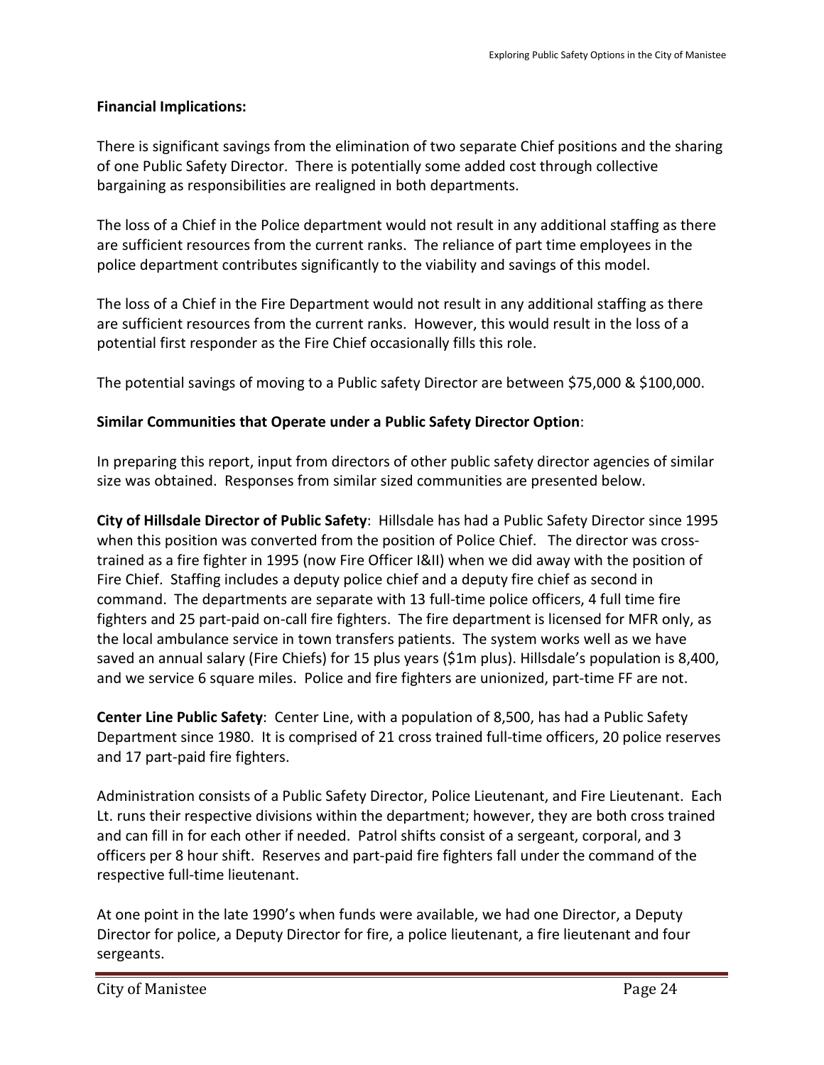**Financial Implications:**

There is significant savings from the elimination of two separate Chief positions and the sharing of one Public Safety Director. There is potentially some added cost through collective bargaining as responsibilities are realigned in both departments.

The loss of a Chief in the Police department would not result in any additional staffing as there are sufficient resources from the current ranks. The reliance of part time employees in the police department contributes significantly to the viability and savings of this model.

The loss of a Chief in the Fire Department would not result in any additional staffing as there are sufficient resources from the current ranks. However, this would result in the loss of a potential first responder as the Fire Chief occasionally fills this role.

The potential savings of moving to a Public safety Director are between $75,000 & $100,000.

**Similar Communities that Operate under a Public Safety Director Option**:

In preparing this report, input from directors of other public safety director agencies of similar size was obtained. Responses from similar sized communities are presented below.

**City of Hillsdale Director of Public Safety**: Hillsdale has had a Public Safety Director since 1995 when this position was converted from the position of Police Chief. The director was cross-trained as a fire fighter in 1995 (now Fire Officer I&II) when we did away with the position of Fire Chief. Staffing includes a deputy police chief and a deputy fire chief as second in command. The departments are separate with 13 full-time police officers, 4 full time fire fighters and 25 part-paid on-call fire fighters. The fire department is licensed for MFR only, as the local ambulance service in town transfers patients. The system works well as we have saved an annual salary (Fire Chiefs) for 15 plus years ($1m plus). Hillsdale's population is 8,400, and we service 6 square miles. Police and fire fighters are unionized, part-time FF are not.

**Center Line Public Safety**: Center Line, with a population of 8,500, has had a Public Safety Department since 1980. It is comprised of 21 cross trained full-time officers, 20 police reserves and 17 part-paid fire fighters.

Administration consists of a Public Safety Director, Police Lieutenant, and Fire Lieutenant. Each Lt. runs their respective divisions within the department; however, they are both cross trained and can fill in for each other if needed. Patrol shifts consist of a sergeant, corporal, and 3 officers per 8 hour shift. Reserves and part-paid fire fighters fall under the command of the respective full-time lieutenant.

At one point in the late 1990's when funds were available, we had one Director, a Deputy Director for police, a Deputy Director for fire, a police lieutenant, a fire lieutenant and four sergeants.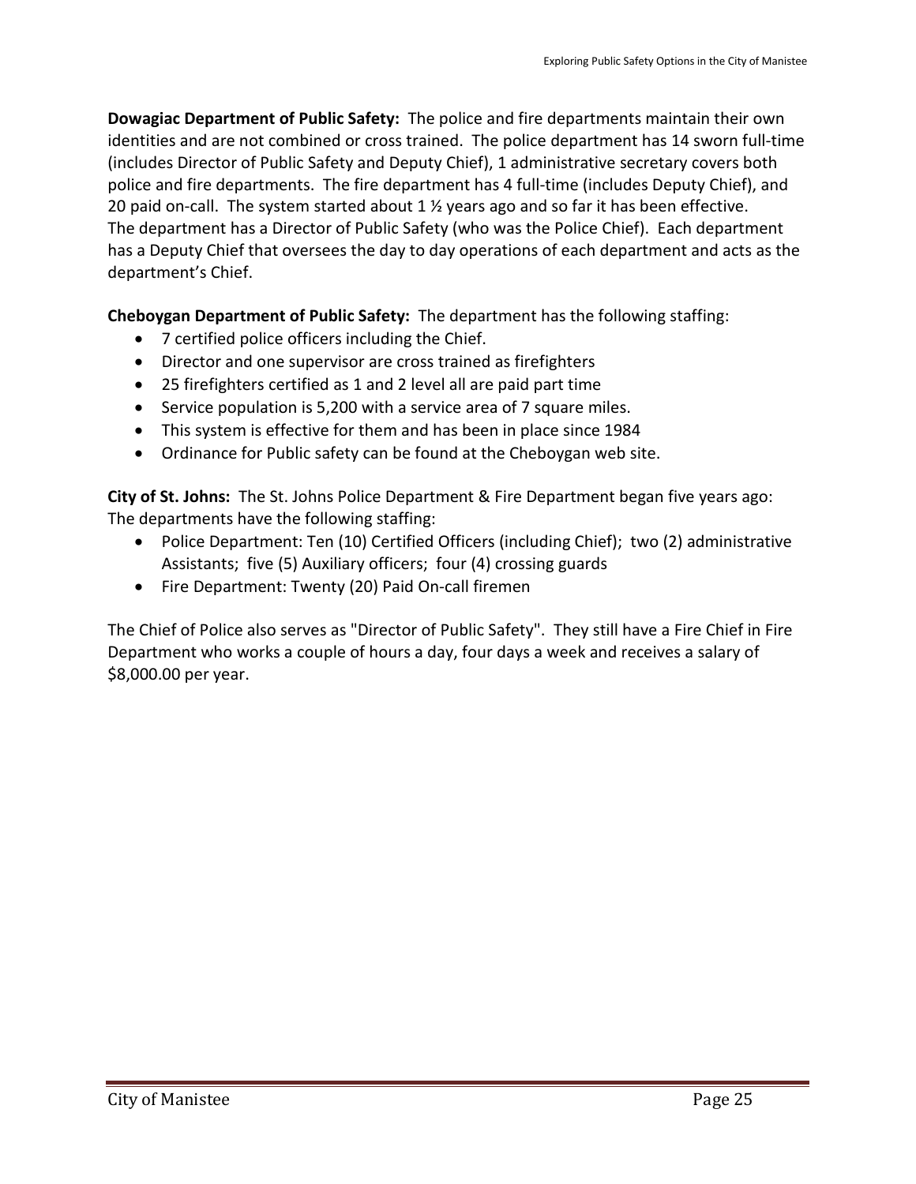**Dowagiac Department of Public Safety:** The police and fire departments maintain their own identities and are not combined or cross trained. The police department has 14 sworn full-time (includes Director of Public Safety and Deputy Chief), 1 administrative secretary covers both police and fire departments. The fire department has 4 full-time (includes Deputy Chief), and 20 paid on-call. The system started about 1 ½ years ago and so far it has been effective. The department has a Director of Public Safety (who was the Police Chief). Each department has a Deputy Chief that oversees the day to day operations of each department and acts as the department's Chief.

**Cheboygan Department of Public Safety:** The department has the following staffing:

- 7 certified police officers including the Chief.
- Director and one supervisor are cross trained as firefighters
- 25 firefighters certified as 1 and 2 level all are paid part time
- Service population is 5,200 with a service area of 7 square miles.
- This system is effective for them and has been in place since 1984
- Ordinance for Public safety can be found at the Cheboygan web site.

**City of St. Johns:** The St. Johns Police Department & Fire Department began five years ago: The departments have the following staffing:

- Police Department: Ten (10) Certified Officers (including Chief); two (2) administrative Assistants; five (5) Auxiliary officers; four (4) crossing guards
- Fire Department: Twenty (20) Paid On-call firemen

The Chief of Police also serves as "Director of Public Safety". They still have a Fire Chief in Fire Department who works a couple of hours a day, four days a week and receives a salary of $8,000.00 per year.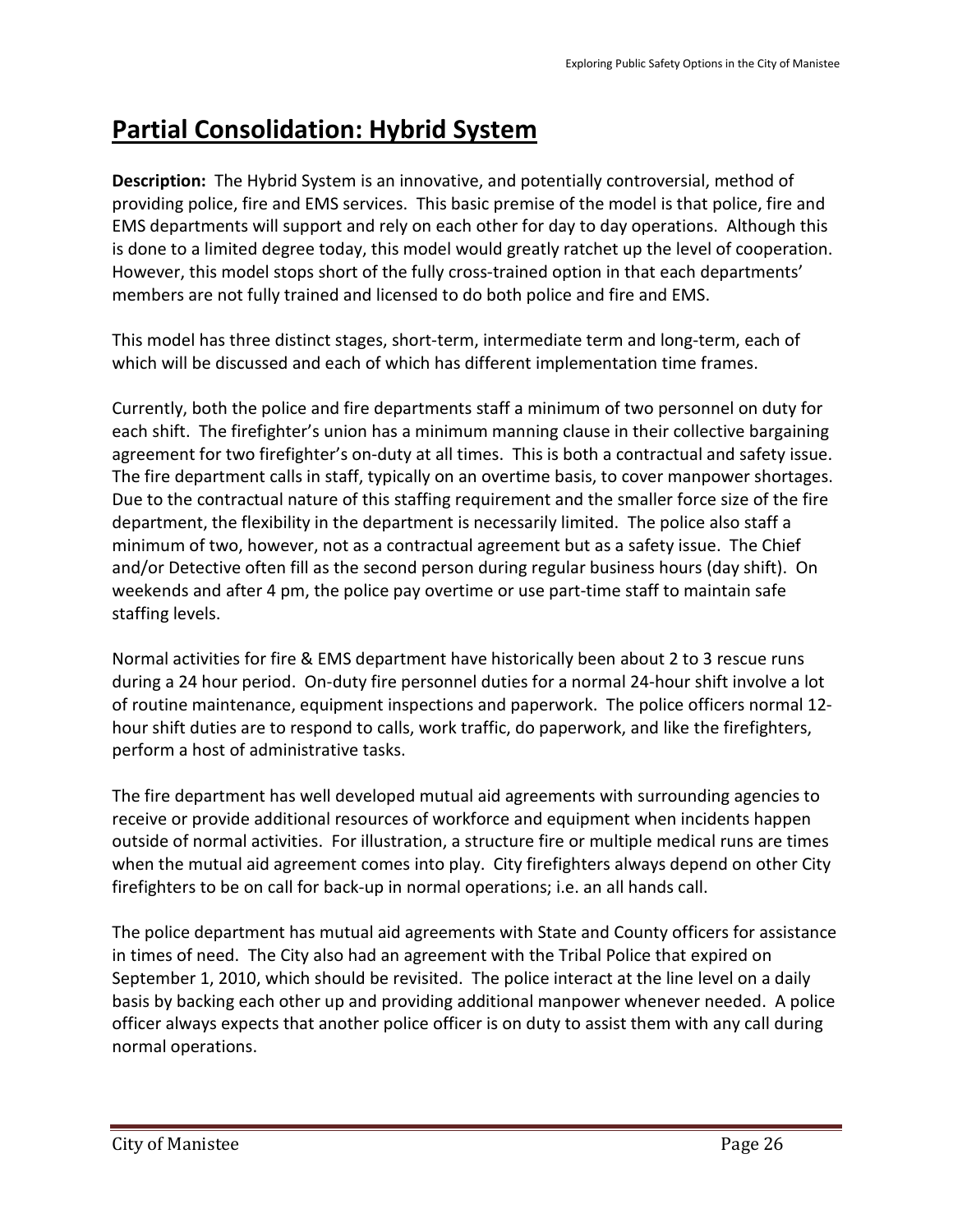# Partial Consolidation: Hybrid System

**Description:** The Hybrid System is an innovative, and potentially controversial, method of providing police, fire and EMS services. This basic premise of the model is that police, fire and EMS departments will support and rely on each other for day to day operations. Although this is done to a limited degree today, this model would greatly ratchet up the level of cooperation. However, this model stops short of the fully cross-trained option in that each departments' members are not fully trained and licensed to do both police and fire and EMS.

This model has three distinct stages, short-term, intermediate term and long-term, each of which will be discussed and each of which has different implementation time frames.

Currently, both the police and fire departments staff a minimum of two personnel on duty for each shift. The firefighter's union has a minimum manning clause in their collective bargaining agreement for two firefighter's on-duty at all times. This is both a contractual and safety issue. The fire department calls in staff, typically on an overtime basis, to cover manpower shortages. Due to the contractual nature of this staffing requirement and the smaller force size of the fire department, the flexibility in the department is necessarily limited. The police also staff a minimum of two, however, not as a contractual agreement but as a safety issue. The Chief and/or Detective often fill as the second person during regular business hours (day shift). On weekends and after 4 pm, the police pay overtime or use part-time staff to maintain safe staffing levels.

Normal activities for fire & EMS department have historically been about 2 to 3 rescue runs during a 24 hour period. On-duty fire personnel duties for a normal 24-hour shift involve a lot of routine maintenance, equipment inspections and paperwork. The police officers normal 12-hour shift duties are to respond to calls, work traffic, do paperwork, and like the firefighters, perform a host of administrative tasks.

The fire department has well developed mutual aid agreements with surrounding agencies to receive or provide additional resources of workforce and equipment when incidents happen outside of normal activities. For illustration, a structure fire or multiple medical runs are times when the mutual aid agreement comes into play. City firefighters always depend on other City firefighters to be on call for back-up in normal operations; i.e. an all hands call.

The police department has mutual aid agreements with State and County officers for assistance in times of need. The City also had an agreement with the Tribal Police that expired on September 1, 2010, which should be revisited. The police interact at the line level on a daily basis by backing each other up and providing additional manpower whenever needed. A police officer always expects that another police officer is on duty to assist them with any call during normal operations.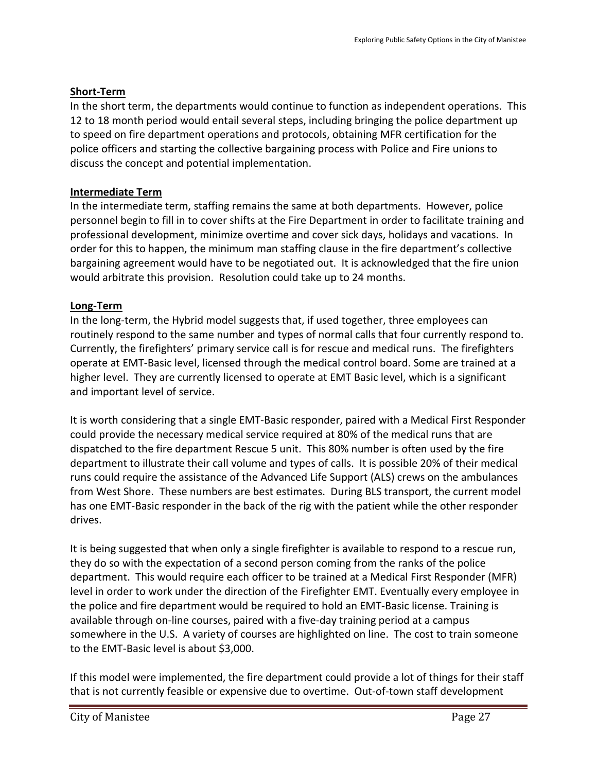**Short-Term**

In the short term, the departments would continue to function as independent operations. This 12 to 18 month period would entail several steps, including bringing the police department up to speed on fire department operations and protocols, obtaining MFR certification for the police officers and starting the collective bargaining process with Police and Fire unions to discuss the concept and potential implementation.

**Intermediate Term**

In the intermediate term, staffing remains the same at both departments. However, police personnel begin to fill in to cover shifts at the Fire Department in order to facilitate training and professional development, minimize overtime and cover sick days, holidays and vacations. In order for this to happen, the minimum man staffing clause in the fire department's collective bargaining agreement would have to be negotiated out. It is acknowledged that the fire union would arbitrate this provision. Resolution could take up to 24 months.

**Long-Term**

In the long-term, the Hybrid model suggests that, if used together, three employees can routinely respond to the same number and types of normal calls that four currently respond to. Currently, the firefighters' primary service call is for rescue and medical runs. The firefighters operate at EMT-Basic level, licensed through the medical control board. Some are trained at a higher level. They are currently licensed to operate at EMT Basic level, which is a significant and important level of service.

It is worth considering that a single EMT-Basic responder, paired with a Medical First Responder could provide the necessary medical service required at 80% of the medical runs that are dispatched to the fire department Rescue 5 unit. This 80% number is often used by the fire department to illustrate their call volume and types of calls. It is possible 20% of their medical runs could require the assistance of the Advanced Life Support (ALS) crews on the ambulances from West Shore. These numbers are best estimates. During BLS transport, the current model has one EMT-Basic responder in the back of the rig with the patient while the other responder drives.

It is being suggested that when only a single firefighter is available to respond to a rescue run, they do so with the expectation of a second person coming from the ranks of the police department. This would require each officer to be trained at a Medical First Responder (MFR) level in order to work under the direction of the Firefighter EMT. Eventually every employee in the police and fire department would be required to hold an EMT-Basic license. Training is available through on-line courses, paired with a five-day training period at a campus somewhere in the U.S. A variety of courses are highlighted on line. The cost to train someone to the EMT-Basic level is about $3,000.

If this model were implemented, the fire department could provide a lot of things for their staff that is not currently feasible or expensive due to overtime. Out-of-town staff development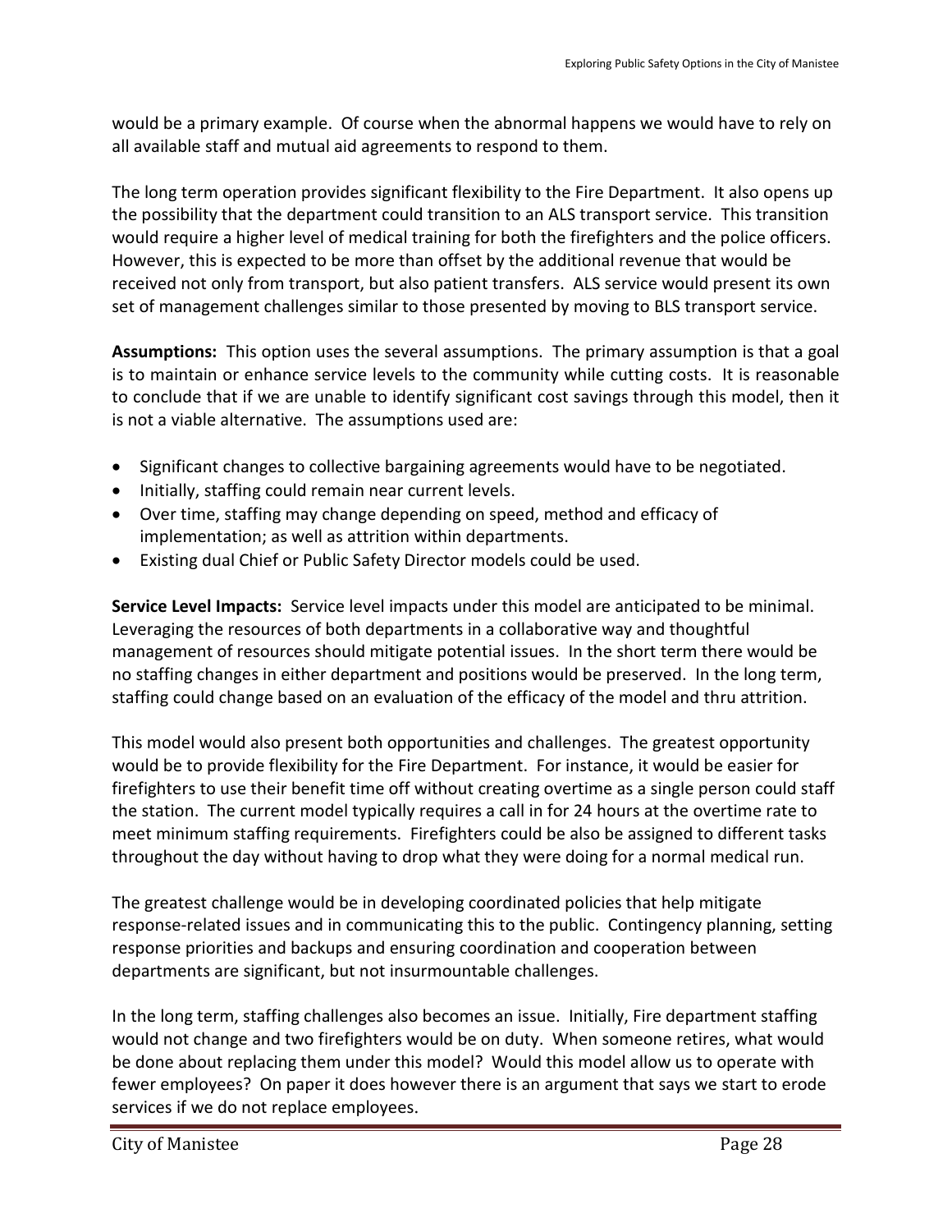would be a primary example. Of course when the abnormal happens we would have to rely on all available staff and mutual aid agreements to respond to them.

The long term operation provides significant flexibility to the Fire Department. It also opens up the possibility that the department could transition to an ALS transport service. This transition would require a higher level of medical training for both the firefighters and the police officers. However, this is expected to be more than offset by the additional revenue that would be received not only from transport, but also patient transfers. ALS service would present its own set of management challenges similar to those presented by moving to BLS transport service.

**Assumptions:** This option uses the several assumptions. The primary assumption is that a goal is to maintain or enhance service levels to the community while cutting costs. It is reasonable to conclude that if we are unable to identify significant cost savings through this model, then it is not a viable alternative. The assumptions used are:

- Significant changes to collective bargaining agreements would have to be negotiated.
- Initially, staffing could remain near current levels.
- Over time, staffing may change depending on speed, method and efficacy of implementation; as well as attrition within departments.
- Existing dual Chief or Public Safety Director models could be used.

**Service Level Impacts:** Service level impacts under this model are anticipated to be minimal. Leveraging the resources of both departments in a collaborative way and thoughtful management of resources should mitigate potential issues. In the short term there would be no staffing changes in either department and positions would be preserved. In the long term, staffing could change based on an evaluation of the efficacy of the model and thru attrition.

This model would also present both opportunities and challenges. The greatest opportunity would be to provide flexibility for the Fire Department. For instance, it would be easier for firefighters to use their benefit time off without creating overtime as a single person could staff the station. The current model typically requires a call in for 24 hours at the overtime rate to meet minimum staffing requirements. Firefighters could be also be assigned to different tasks throughout the day without having to drop what they were doing for a normal medical run.

The greatest challenge would be in developing coordinated policies that help mitigate response-related issues and in communicating this to the public. Contingency planning, setting response priorities and backups and ensuring coordination and cooperation between departments are significant, but not insurmountable challenges.

In the long term, staffing challenges also becomes an issue. Initially, Fire department staffing would not change and two firefighters would be on duty. When someone retires, what would be done about replacing them under this model? Would this model allow us to operate with fewer employees? On paper it does however there is an argument that says we start to erode services if we do not replace employees.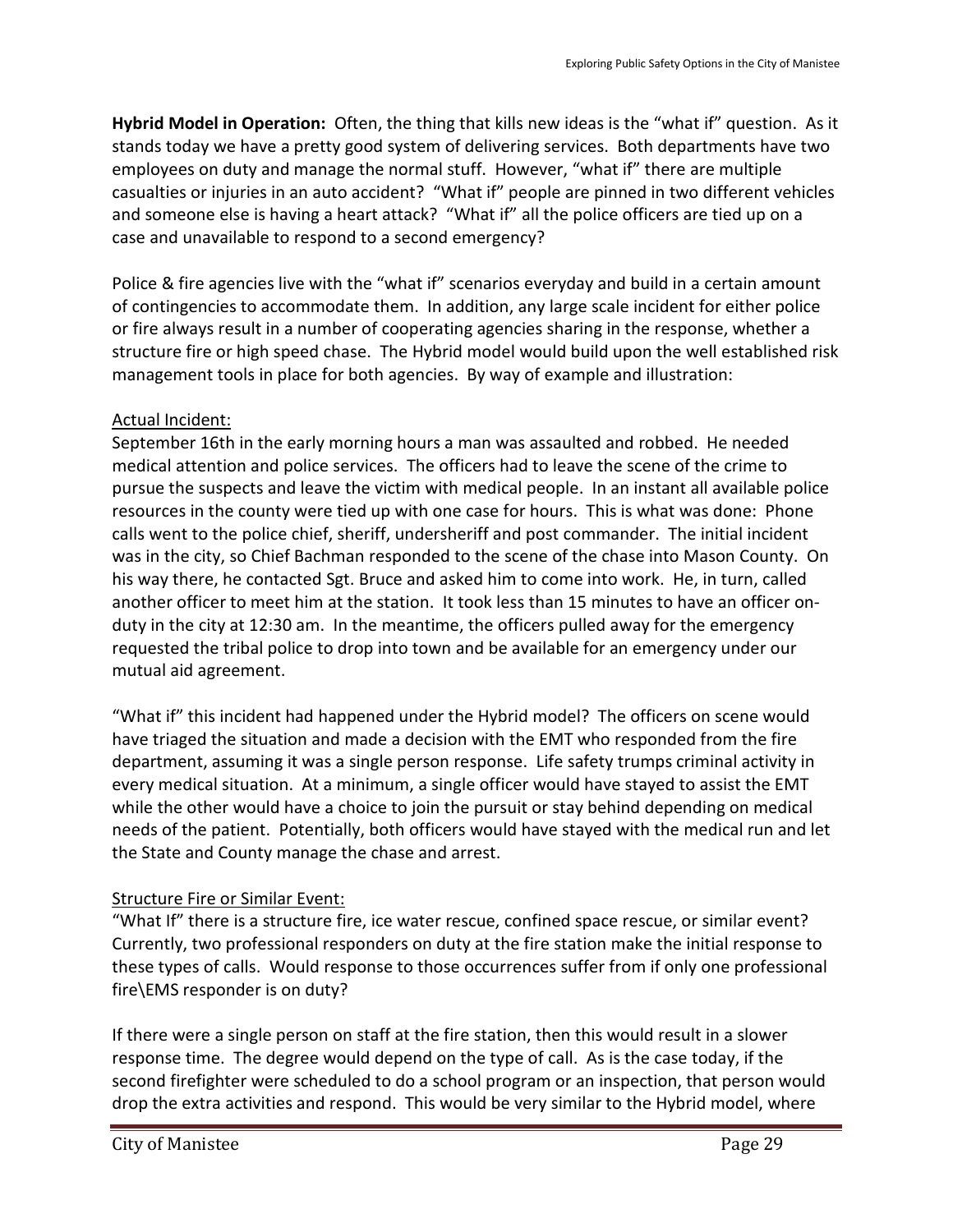**Hybrid Model in Operation:** Often, the thing that kills new ideas is the "what if" question. As it stands today we have a pretty good system of delivering services. Both departments have two employees on duty and manage the normal stuff. However, "what if" there are multiple casualties or injuries in an auto accident? "What if" people are pinned in two different vehicles and someone else is having a heart attack? "What if" all the police officers are tied up on a case and unavailable to respond to a second emergency?

Police & fire agencies live with the "what if" scenarios everyday and build in a certain amount of contingencies to accommodate them. In addition, any large scale incident for either police or fire always result in a number of cooperating agencies sharing in the response, whether a structure fire or high speed chase. The Hybrid model would build upon the well established risk management tools in place for both agencies. By way of example and illustration:

<u>Actual Incident:</u>

September 16th in the early morning hours a man was assaulted and robbed. He needed medical attention and police services. The officers had to leave the scene of the crime to pursue the suspects and leave the victim with medical people. In an instant all available police resources in the county were tied up with one case for hours. This is what was done: Phone calls went to the police chief, sheriff, undersheriff and post commander. The initial incident was in the city, so Chief Bachman responded to the scene of the chase into Mason County. On his way there, he contacted Sgt. Bruce and asked him to come into work. He, in turn, called another officer to meet him at the station. It took less than 15 minutes to have an officer on-duty in the city at 12:30 am. In the meantime, the officers pulled away for the emergency requested the tribal police to drop into town and be available for an emergency under our mutual aid agreement.

"What if" this incident had happened under the Hybrid model? The officers on scene would have triaged the situation and made a decision with the EMT who responded from the fire department, assuming it was a single person response. Life safety trumps criminal activity in every medical situation. At a minimum, a single officer would have stayed to assist the EMT while the other would have a choice to join the pursuit or stay behind depending on medical needs of the patient. Potentially, both officers would have stayed with the medical run and let the State and County manage the chase and arrest.

<u>Structure Fire or Similar Event:</u>

"What If" there is a structure fire, ice water rescue, confined space rescue, or similar event? Currently, two professional responders on duty at the fire station make the initial response to these types of calls. Would response to those occurrences suffer from if only one professional fire\EMS responder is on duty?

If there were a single person on staff at the fire station, then this would result in a slower response time. The degree would depend on the type of call. As is the case today, if the second firefighter were scheduled to do a school program or an inspection, that person would drop the extra activities and respond. This would be very similar to the Hybrid model, where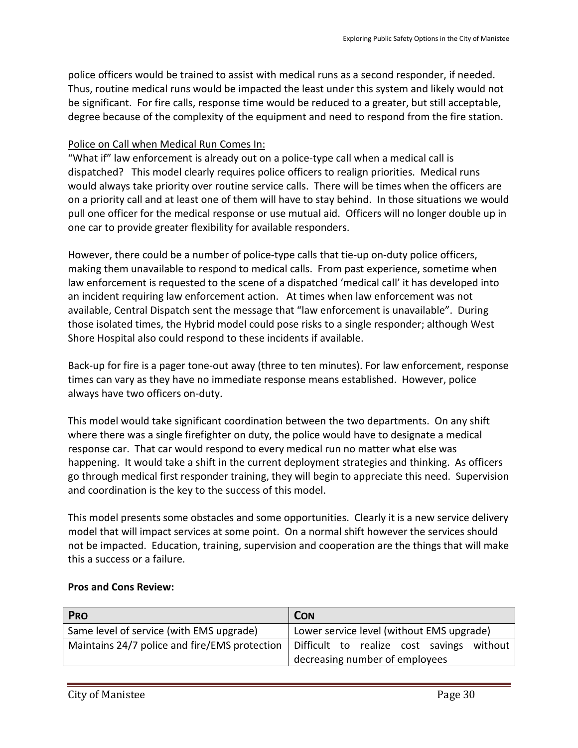police officers would be trained to assist with medical runs as a second responder, if needed. Thus, routine medical runs would be impacted the least under this system and likely would not be significant. For fire calls, response time would be reduced to a greater, but still acceptable, degree because of the complexity of the equipment and need to respond from the fire station.

Police on Call when Medical Run Comes In:

"What if" law enforcement is already out on a police-type call when a medical call is dispatched? This model clearly requires police officers to realign priorities. Medical runs would always take priority over routine service calls. There will be times when the officers are on a priority call and at least one of them will have to stay behind. In those situations we would pull one officer for the medical response or use mutual aid. Officers will no longer double up in one car to provide greater flexibility for available responders.

However, there could be a number of police-type calls that tie-up on-duty police officers, making them unavailable to respond to medical calls. From past experience, sometime when law enforcement is requested to the scene of a dispatched 'medical call' it has developed into an incident requiring law enforcement action. At times when law enforcement was not available, Central Dispatch sent the message that "law enforcement is unavailable". During those isolated times, the Hybrid model could pose risks to a single responder; although West Shore Hospital also could respond to these incidents if available.

Back-up for fire is a pager tone-out away (three to ten minutes). For law enforcement, response times can vary as they have no immediate response means established. However, police always have two officers on-duty.

This model would take significant coordination between the two departments. On any shift where there was a single firefighter on duty, the police would have to designate a medical response car. That car would respond to every medical run no matter what else was happening. It would take a shift in the current deployment strategies and thinking. As officers go through medical first responder training, they will begin to appreciate this need. Supervision and coordination is the key to the success of this model.

This model presents some obstacles and some opportunities. Clearly it is a new service delivery model that will impact services at some point. On a normal shift however the services should not be impacted. Education, training, supervision and cooperation are the things that will make this a success or a failure.

**Pros and Cons Review:**

| PRO | CON |
|---|---|
| Same level of service (with EMS upgrade) | Lower service level (without EMS upgrade) |
| Maintains 24/7 police and fire/EMS protection | Difficult to realize cost savings without decreasing number of employees |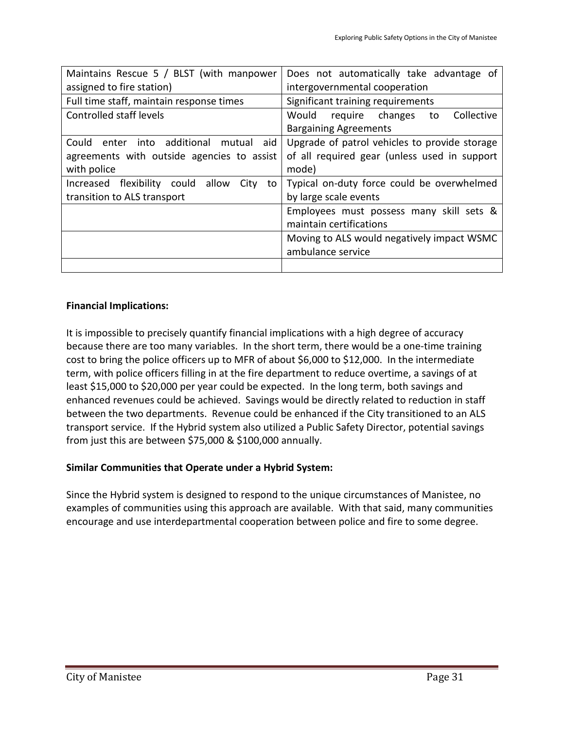| | |
|---|---|
| Maintains Rescue 5 / BLST (with manpower assigned to fire station) | Does not automatically take advantage of intergovernmental cooperation |
| Full time staff, maintain response times | Significant training requirements |
| Controlled staff levels | Would require changes to Collective Bargaining Agreements |
| Could enter into additional mutual aid agreements with outside agencies to assist with police | Upgrade of patrol vehicles to provide storage of all required gear (unless used in support mode) |
| Increased flexibility could allow City to transition to ALS transport | Typical on-duty force could be overwhelmed by large scale events |
| | Employees must possess many skill sets & maintain certifications |
| | Moving to ALS would negatively impact WSMC ambulance service |
| | |

**Financial Implications:**

It is impossible to precisely quantify financial implications with a high degree of accuracy because there are too many variables. In the short term, there would be a one-time training cost to bring the police officers up to MFR of about $6,000 to $12,000. In the intermediate term, with police officers filling in at the fire department to reduce overtime, a savings of at least $15,000 to $20,000 per year could be expected. In the long term, both savings and enhanced revenues could be achieved. Savings would be directly related to reduction in staff between the two departments. Revenue could be enhanced if the City transitioned to an ALS transport service. If the Hybrid system also utilized a Public Safety Director, potential savings from just this are between $75,000 & $100,000 annually.

**Similar Communities that Operate under a Hybrid System:**

Since the Hybrid system is designed to respond to the unique circumstances of Manistee, no examples of communities using this approach are available. With that said, many communities encourage and use interdepartmental cooperation between police and fire to some degree.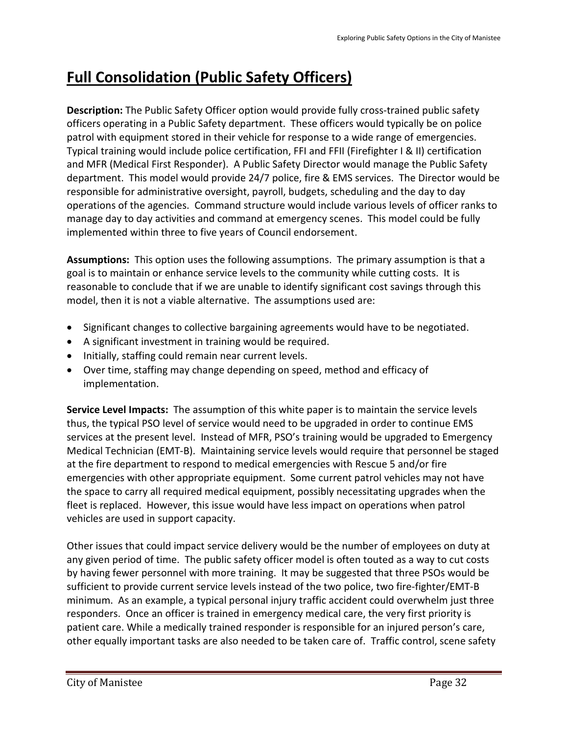# Full Consolidation (Public Safety Officers)

**Description:** The Public Safety Officer option would provide fully cross-trained public safety officers operating in a Public Safety department. These officers would typically be on police patrol with equipment stored in their vehicle for response to a wide range of emergencies. Typical training would include police certification, FFI and FFII (Firefighter I & II) certification and MFR (Medical First Responder). A Public Safety Director would manage the Public Safety department. This model would provide 24/7 police, fire & EMS services. The Director would be responsible for administrative oversight, payroll, budgets, scheduling and the day to day operations of the agencies. Command structure would include various levels of officer ranks to manage day to day activities and command at emergency scenes. This model could be fully implemented within three to five years of Council endorsement.

**Assumptions:** This option uses the following assumptions. The primary assumption is that a goal is to maintain or enhance service levels to the community while cutting costs. It is reasonable to conclude that if we are unable to identify significant cost savings through this model, then it is not a viable alternative. The assumptions used are:

- Significant changes to collective bargaining agreements would have to be negotiated.
- A significant investment in training would be required.
- Initially, staffing could remain near current levels.
- Over time, staffing may change depending on speed, method and efficacy of implementation.

**Service Level Impacts:** The assumption of this white paper is to maintain the service levels thus, the typical PSO level of service would need to be upgraded in order to continue EMS services at the present level. Instead of MFR, PSO's training would be upgraded to Emergency Medical Technician (EMT-B). Maintaining service levels would require that personnel be staged at the fire department to respond to medical emergencies with Rescue 5 and/or fire emergencies with other appropriate equipment. Some current patrol vehicles may not have the space to carry all required medical equipment, possibly necessitating upgrades when the fleet is replaced. However, this issue would have less impact on operations when patrol vehicles are used in support capacity.

Other issues that could impact service delivery would be the number of employees on duty at any given period of time. The public safety officer model is often touted as a way to cut costs by having fewer personnel with more training. It may be suggested that three PSOs would be sufficient to provide current service levels instead of the two police, two fire-fighter/EMT-B minimum. As an example, a typical personal injury traffic accident could overwhelm just three responders. Once an officer is trained in emergency medical care, the very first priority is patient care. While a medically trained responder is responsible for an injured person's care, other equally important tasks are also needed to be taken care of. Traffic control, scene safety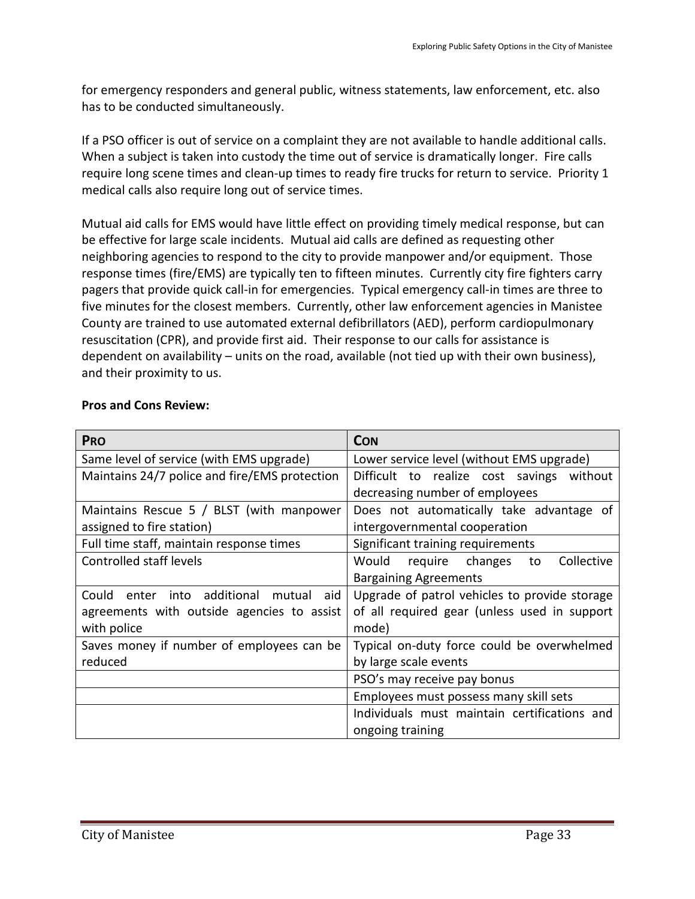for emergency responders and general public, witness statements, law enforcement, etc. also has to be conducted simultaneously.

If a PSO officer is out of service on a complaint they are not available to handle additional calls. When a subject is taken into custody the time out of service is dramatically longer. Fire calls require long scene times and clean-up times to ready fire trucks for return to service. Priority 1 medical calls also require long out of service times.

Mutual aid calls for EMS would have little effect on providing timely medical response, but can be effective for large scale incidents. Mutual aid calls are defined as requesting other neighboring agencies to respond to the city to provide manpower and/or equipment. Those response times (fire/EMS) are typically ten to fifteen minutes. Currently city fire fighters carry pagers that provide quick call-in for emergencies. Typical emergency call-in times are three to five minutes for the closest members. Currently, other law enforcement agencies in Manistee County are trained to use automated external defibrillators (AED), perform cardiopulmonary resuscitation (CPR), and provide first aid. Their response to our calls for assistance is dependent on availability – units on the road, available (not tied up with their own business), and their proximity to us.

**Pros and Cons Review:**

| **PRO** | **CON** |
|---|---|
| Same level of service (with EMS upgrade) | Lower service level (without EMS upgrade) |
| Maintains 24/7 police and fire/EMS protection | Difficult to realize cost savings without decreasing number of employees |
| Maintains Rescue 5 / BLST (with manpower assigned to fire station) | Does not automatically take advantage of intergovernmental cooperation |
| Full time staff, maintain response times | Significant training requirements |
| Controlled staff levels | Would require changes to Collective Bargaining Agreements |
| Could enter into additional mutual aid agreements with outside agencies to assist with police | Upgrade of patrol vehicles to provide storage of all required gear (unless used in support mode) |
| Saves money if number of employees can be reduced | Typical on-duty force could be overwhelmed by large scale events |
| | PSO's may receive pay bonus |
| | Employees must possess many skill sets |
| | Individuals must maintain certifications and ongoing training |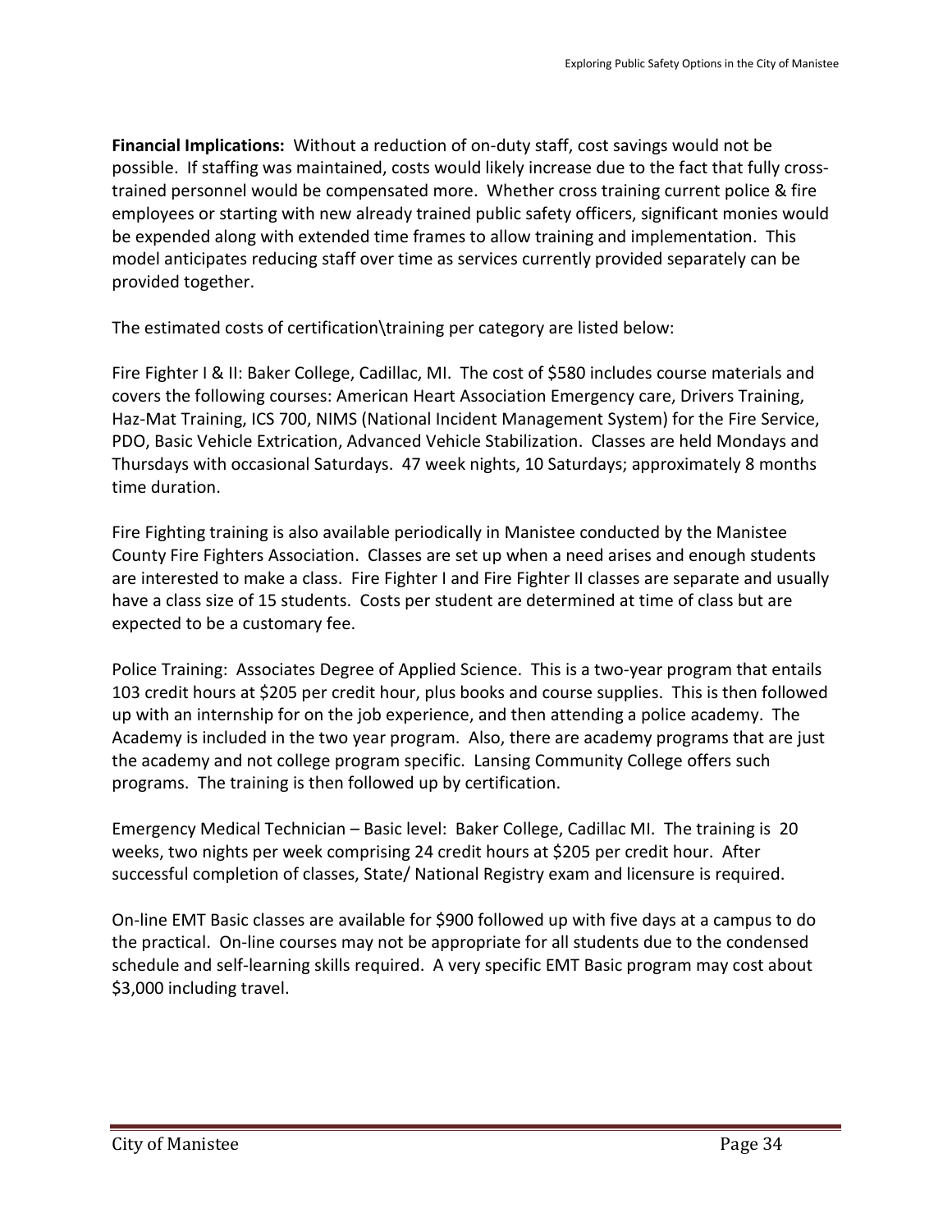**Financial Implications:** Without a reduction of on-duty staff, cost savings would not be possible. If staffing was maintained, costs would likely increase due to the fact that fully cross-trained personnel would be compensated more. Whether cross training current police & fire employees or starting with new already trained public safety officers, significant monies would be expended along with extended time frames to allow training and implementation. This model anticipates reducing staff over time as services currently provided separately can be provided together.

The estimated costs of certification\training per category are listed below:

Fire Fighter I & II: Baker College, Cadillac, MI. The cost of $580 includes course materials and covers the following courses: American Heart Association Emergency care, Drivers Training, Haz-Mat Training, ICS 700, NIMS (National Incident Management System) for the Fire Service, PDO, Basic Vehicle Extrication, Advanced Vehicle Stabilization. Classes are held Mondays and Thursdays with occasional Saturdays. 47 week nights, 10 Saturdays; approximately 8 months time duration.

Fire Fighting training is also available periodically in Manistee conducted by the Manistee County Fire Fighters Association. Classes are set up when a need arises and enough students are interested to make a class. Fire Fighter I and Fire Fighter II classes are separate and usually have a class size of 15 students. Costs per student are determined at time of class but are expected to be a customary fee.

Police Training: Associates Degree of Applied Science. This is a two-year program that entails 103 credit hours at $205 per credit hour, plus books and course supplies. This is then followed up with an internship for on the job experience, and then attending a police academy. The Academy is included in the two year program. Also, there are academy programs that are just the academy and not college program specific. Lansing Community College offers such programs. The training is then followed up by certification.

Emergency Medical Technician – Basic level: Baker College, Cadillac MI. The training is 20 weeks, two nights per week comprising 24 credit hours at $205 per credit hour. After successful completion of classes, State/ National Registry exam and licensure is required.

On-line EMT Basic classes are available for $900 followed up with five days at a campus to do the practical. On-line courses may not be appropriate for all students due to the condensed schedule and self-learning skills required. A very specific EMT Basic program may cost about $3,000 including travel.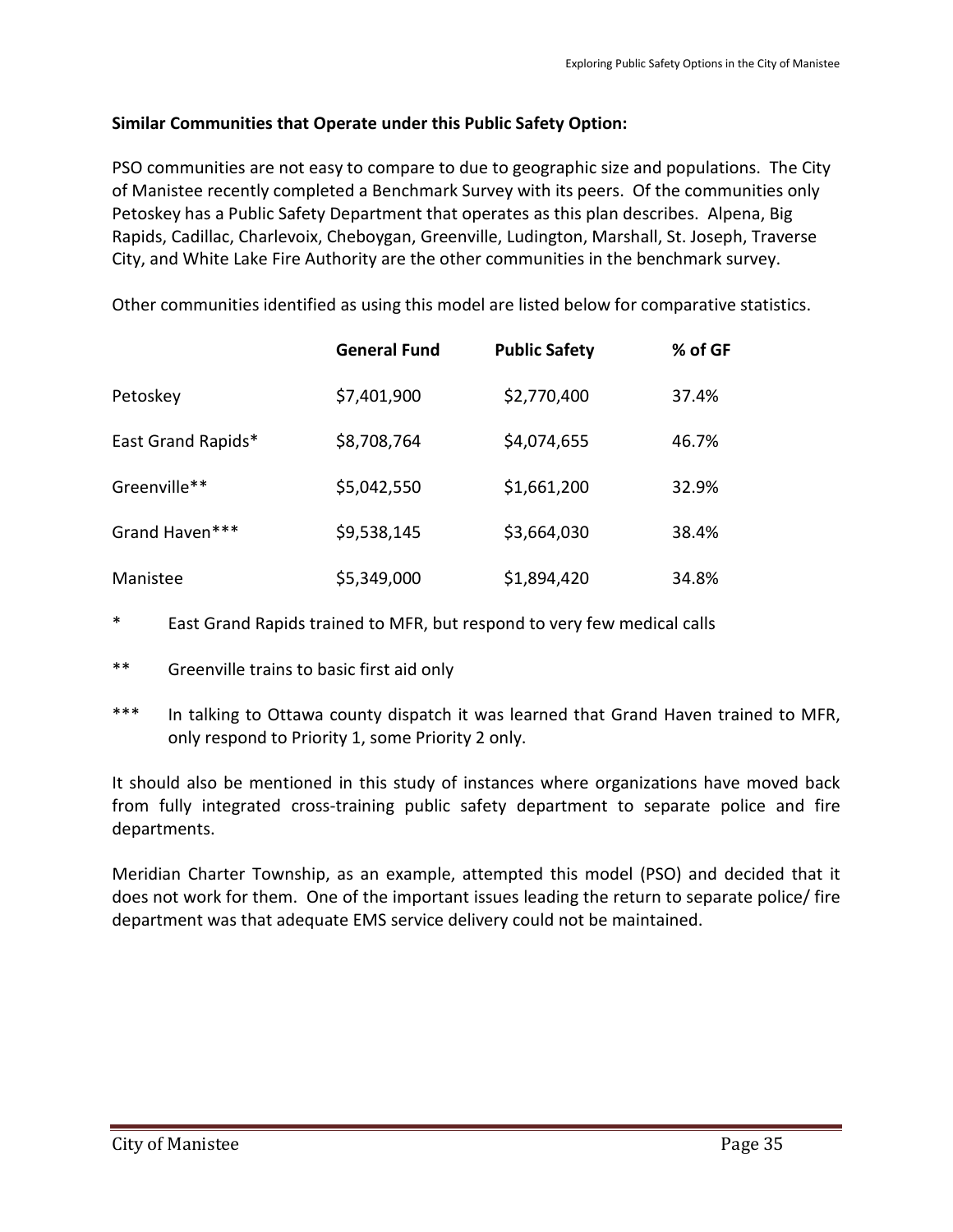**Similar Communities that Operate under this Public Safety Option:**

PSO communities are not easy to compare to due to geographic size and populations. The City of Manistee recently completed a Benchmark Survey with its peers. Of the communities only Petoskey has a Public Safety Department that operates as this plan describes. Alpena, Big Rapids, Cadillac, Charlevoix, Cheboygan, Greenville, Ludington, Marshall, St. Joseph, Traverse City, and White Lake Fire Authority are the other communities in the benchmark survey.

Other communities identified as using this model are listed below for comparative statistics.

| | General Fund | Public Safety | % of GF |
|---|---|---|---|
| Petoskey | $7,401,900 | $2,770,400 | 37.4% |
| East Grand Rapids* | $8,708,764 | $4,074,655 | 46.7% |
| Greenville** | $5,042,550 | $1,661,200 | 32.9% |
| Grand Haven*** | $9,538,145 | $3,664,030 | 38.4% |
| Manistee | $5,349,000 | $1,894,420 | 34.8% |

\* East Grand Rapids trained to MFR, but respond to very few medical calls

\*\* Greenville trains to basic first aid only

\*\*\* In talking to Ottawa county dispatch it was learned that Grand Haven trained to MFR, only respond to Priority 1, some Priority 2 only.

It should also be mentioned in this study of instances where organizations have moved back from fully integrated cross-training public safety department to separate police and fire departments.

Meridian Charter Township, as an example, attempted this model (PSO) and decided that it does not work for them. One of the important issues leading the return to separate police/ fire department was that adequate EMS service delivery could not be maintained.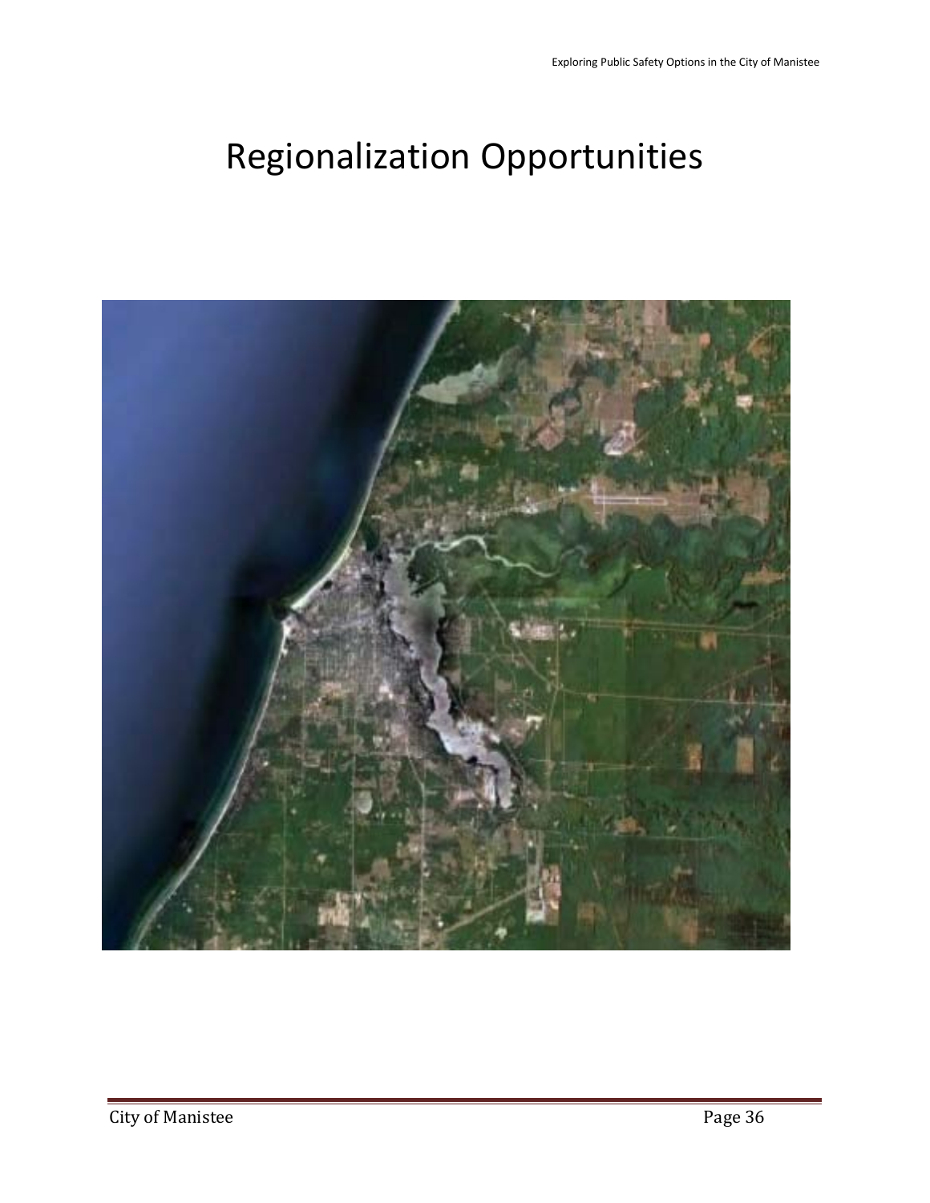# Regionalization Opportunities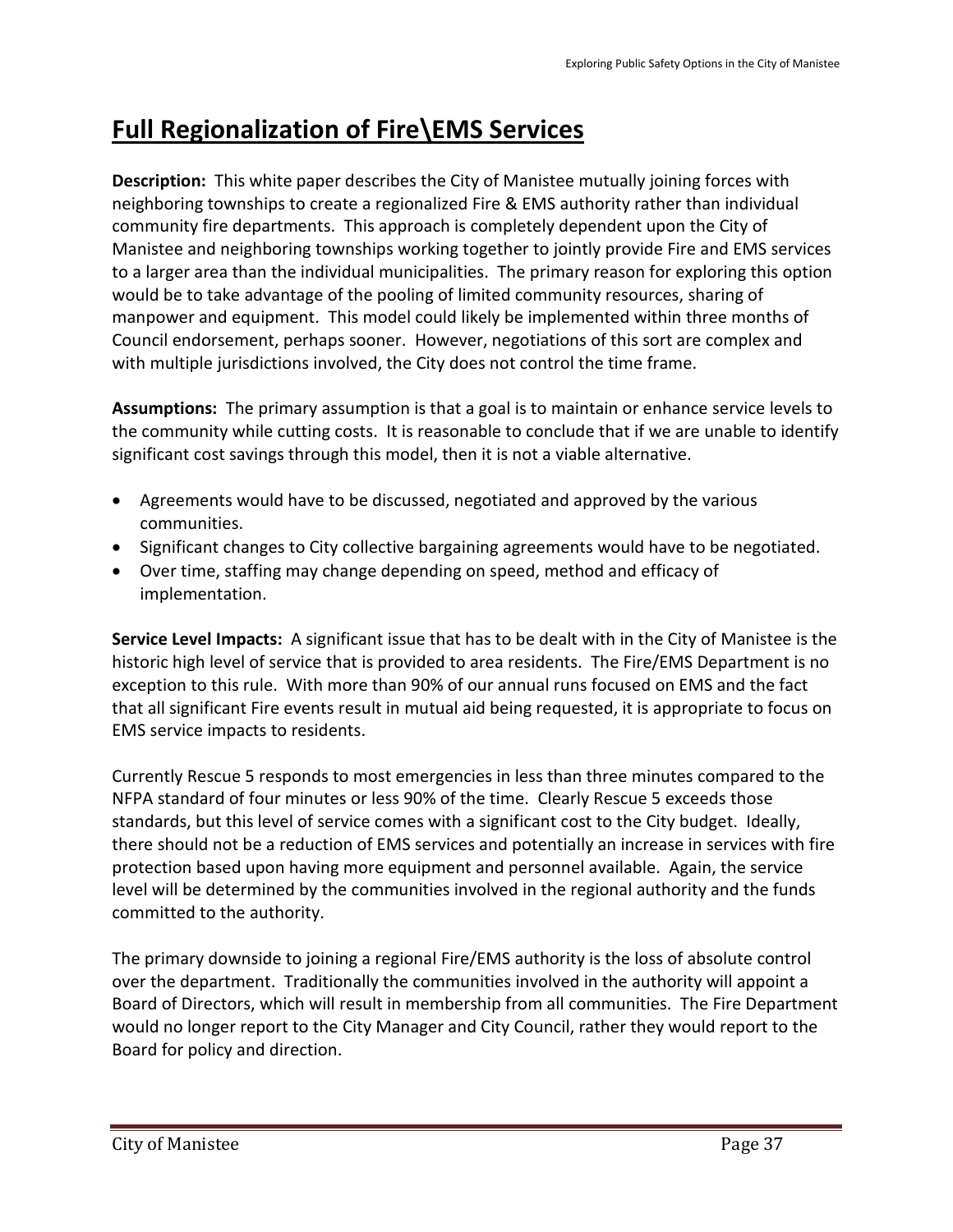# Full Regionalization of Fire\EMS Services

**Description:** This white paper describes the City of Manistee mutually joining forces with neighboring townships to create a regionalized Fire & EMS authority rather than individual community fire departments. This approach is completely dependent upon the City of Manistee and neighboring townships working together to jointly provide Fire and EMS services to a larger area than the individual municipalities. The primary reason for exploring this option would be to take advantage of the pooling of limited community resources, sharing of manpower and equipment. This model could likely be implemented within three months of Council endorsement, perhaps sooner. However, negotiations of this sort are complex and with multiple jurisdictions involved, the City does not control the time frame.

**Assumptions:** The primary assumption is that a goal is to maintain or enhance service levels to the community while cutting costs. It is reasonable to conclude that if we are unable to identify significant cost savings through this model, then it is not a viable alternative.

- Agreements would have to be discussed, negotiated and approved by the various communities.
- Significant changes to City collective bargaining agreements would have to be negotiated.
- Over time, staffing may change depending on speed, method and efficacy of implementation.

**Service Level Impacts:** A significant issue that has to be dealt with in the City of Manistee is the historic high level of service that is provided to area residents. The Fire/EMS Department is no exception to this rule. With more than 90% of our annual runs focused on EMS and the fact that all significant Fire events result in mutual aid being requested, it is appropriate to focus on EMS service impacts to residents.

Currently Rescue 5 responds to most emergencies in less than three minutes compared to the NFPA standard of four minutes or less 90% of the time. Clearly Rescue 5 exceeds those standards, but this level of service comes with a significant cost to the City budget. Ideally, there should not be a reduction of EMS services and potentially an increase in services with fire protection based upon having more equipment and personnel available. Again, the service level will be determined by the communities involved in the regional authority and the funds committed to the authority.

The primary downside to joining a regional Fire/EMS authority is the loss of absolute control over the department. Traditionally the communities involved in the authority will appoint a Board of Directors, which will result in membership from all communities. The Fire Department would no longer report to the City Manager and City Council, rather they would report to the Board for policy and direction.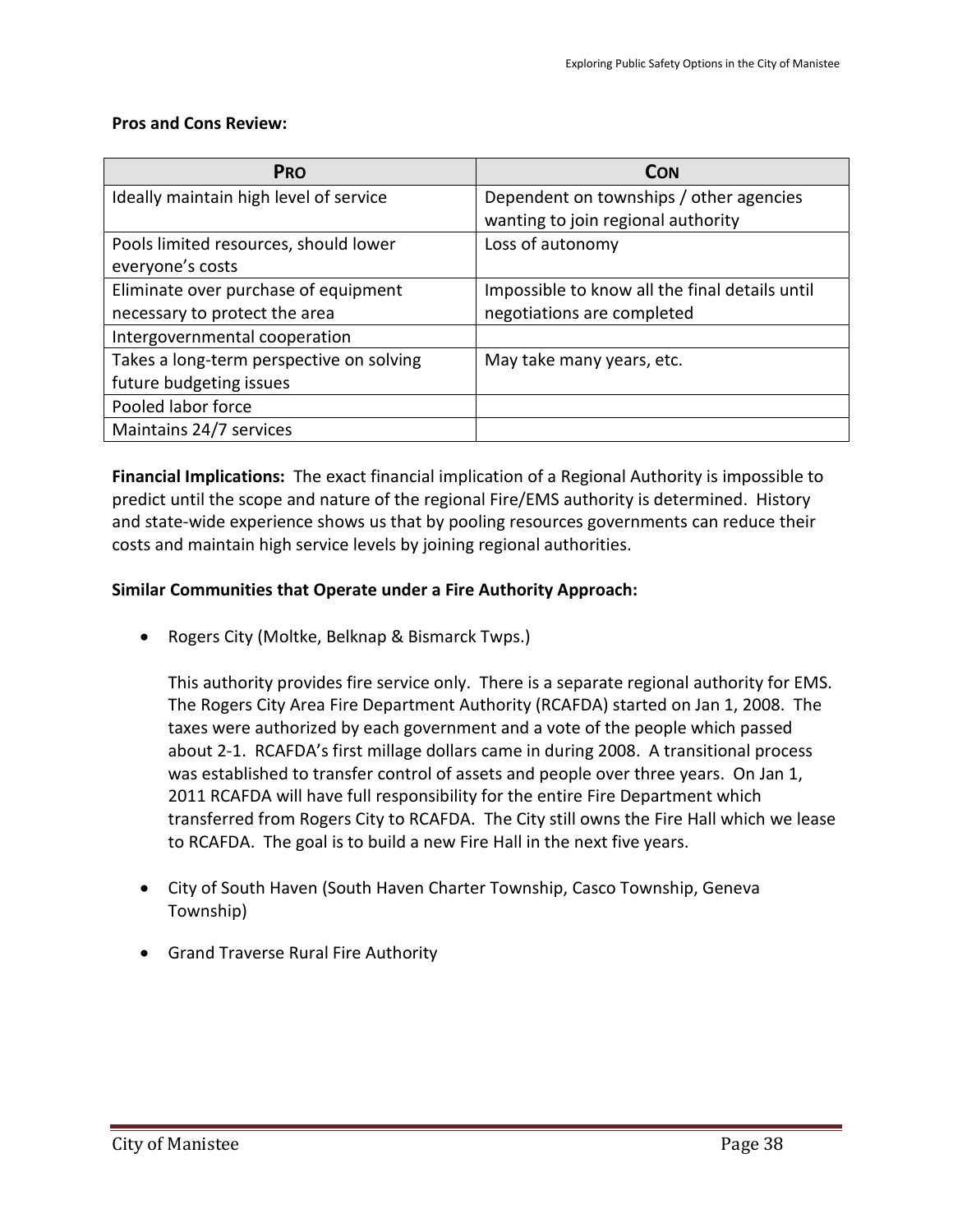**Pros and Cons Review:**

| PRO | CON |
|---|---|
| Ideally maintain high level of service | Dependent on townships / other agencies wanting to join regional authority |
| Pools limited resources, should lower everyone's costs | Loss of autonomy |
| Eliminate over purchase of equipment necessary to protect the area | Impossible to know all the final details until negotiations are completed |
| Intergovernmental cooperation | |
| Takes a long-term perspective on solving future budgeting issues | May take many years, etc. |
| Pooled labor force | |
| Maintains 24/7 services | |

**Financial Implications:** The exact financial implication of a Regional Authority is impossible to predict until the scope and nature of the regional Fire/EMS authority is determined. History and state-wide experience shows us that by pooling resources governments can reduce their costs and maintain high service levels by joining regional authorities.

**Similar Communities that Operate under a Fire Authority Approach:**

- Rogers City (Moltke, Belknap & Bismarck Twps.)

  This authority provides fire service only. There is a separate regional authority for EMS. The Rogers City Area Fire Department Authority (RCAFDA) started on Jan 1, 2008. The taxes were authorized by each government and a vote of the people which passed about 2-1. RCAFDA's first millage dollars came in during 2008. A transitional process was established to transfer control of assets and people over three years. On Jan 1, 2011 RCAFDA will have full responsibility for the entire Fire Department which transferred from Rogers City to RCAFDA. The City still owns the Fire Hall which we lease to RCAFDA. The goal is to build a new Fire Hall in the next five years.

- City of South Haven (South Haven Charter Township, Casco Township, Geneva Township)

- Grand Traverse Rural Fire Authority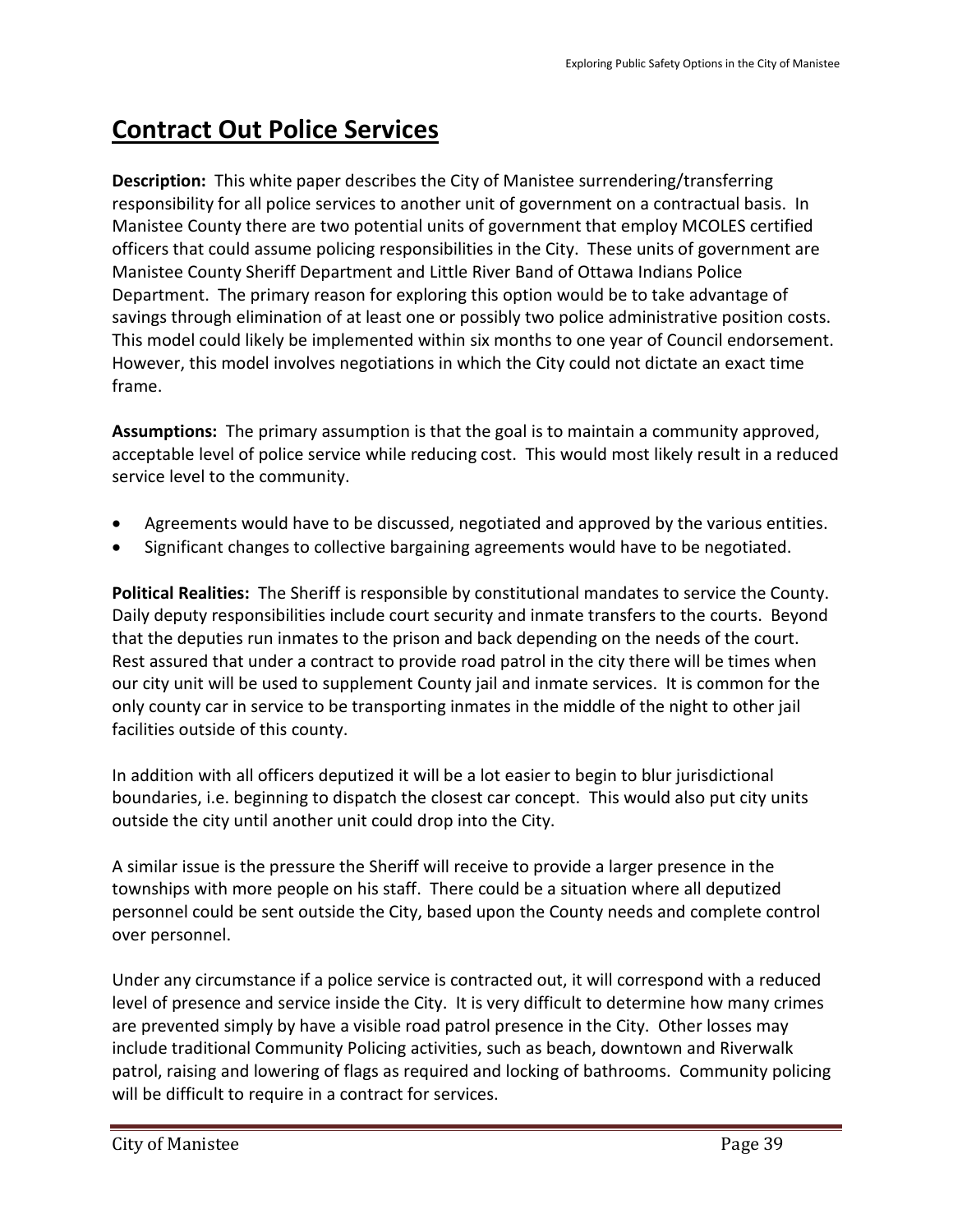## Contract Out Police Services

**Description:** This white paper describes the City of Manistee surrendering/transferring responsibility for all police services to another unit of government on a contractual basis. In Manistee County there are two potential units of government that employ MCOLES certified officers that could assume policing responsibilities in the City. These units of government are Manistee County Sheriff Department and Little River Band of Ottawa Indians Police Department. The primary reason for exploring this option would be to take advantage of savings through elimination of at least one or possibly two police administrative position costs. This model could likely be implemented within six months to one year of Council endorsement. However, this model involves negotiations in which the City could not dictate an exact time frame.

**Assumptions:** The primary assumption is that the goal is to maintain a community approved, acceptable level of police service while reducing cost. This would most likely result in a reduced service level to the community.

- Agreements would have to be discussed, negotiated and approved by the various entities.
- Significant changes to collective bargaining agreements would have to be negotiated.

**Political Realities:** The Sheriff is responsible by constitutional mandates to service the County. Daily deputy responsibilities include court security and inmate transfers to the courts. Beyond that the deputies run inmates to the prison and back depending on the needs of the court. Rest assured that under a contract to provide road patrol in the city there will be times when our city unit will be used to supplement County jail and inmate services. It is common for the only county car in service to be transporting inmates in the middle of the night to other jail facilities outside of this county.

In addition with all officers deputized it will be a lot easier to begin to blur jurisdictional boundaries, i.e. beginning to dispatch the closest car concept. This would also put city units outside the city until another unit could drop into the City.

A similar issue is the pressure the Sheriff will receive to provide a larger presence in the townships with more people on his staff. There could be a situation where all deputized personnel could be sent outside the City, based upon the County needs and complete control over personnel.

Under any circumstance if a police service is contracted out, it will correspond with a reduced level of presence and service inside the City. It is very difficult to determine how many crimes are prevented simply by have a visible road patrol presence in the City. Other losses may include traditional Community Policing activities, such as beach, downtown and Riverwalk patrol, raising and lowering of flags as required and locking of bathrooms. Community policing will be difficult to require in a contract for services.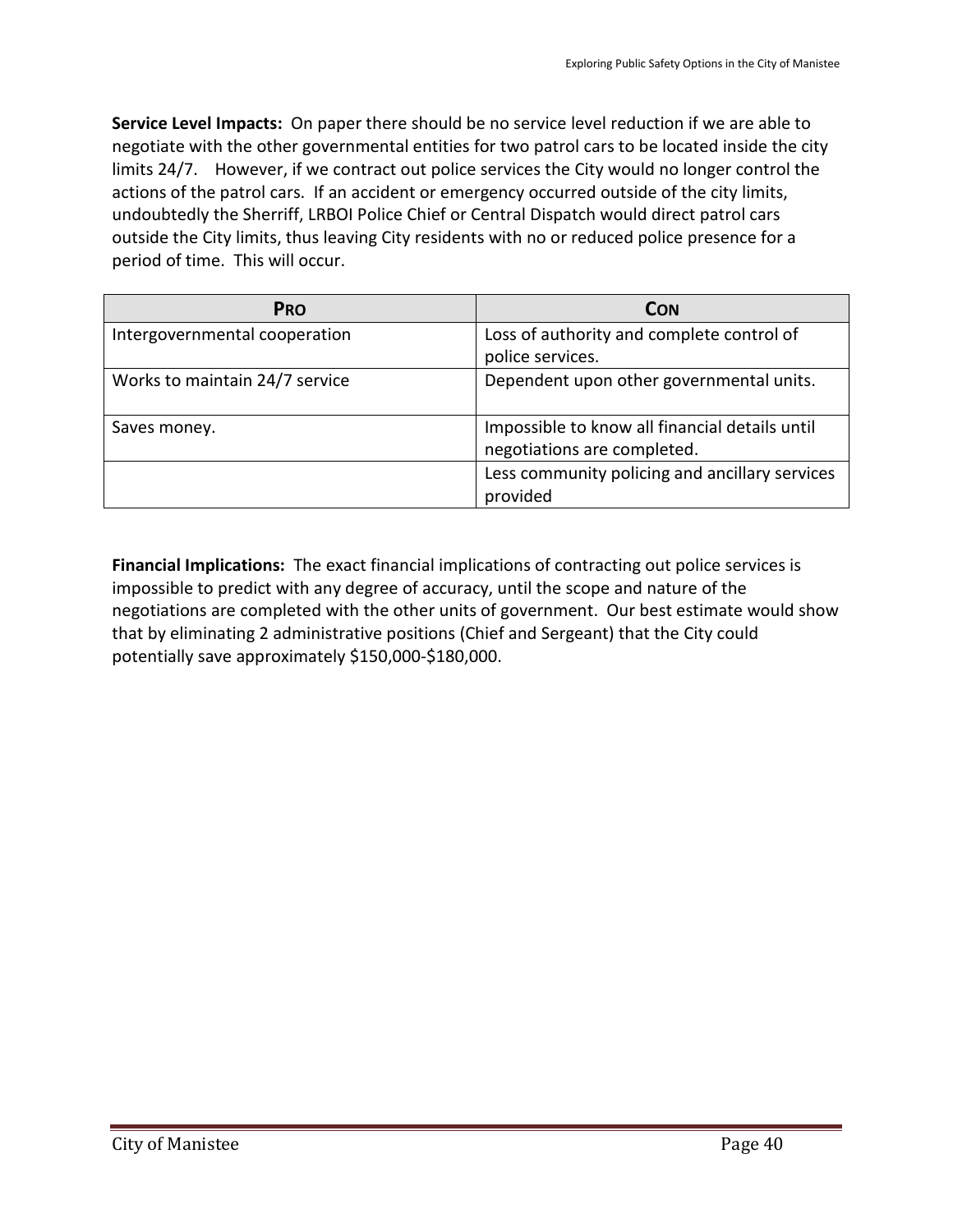**Service Level Impacts:** On paper there should be no service level reduction if we are able to negotiate with the other governmental entities for two patrol cars to be located inside the city limits 24/7. However, if we contract out police services the City would no longer control the actions of the patrol cars. If an accident or emergency occurred outside of the city limits, undoubtedly the Sherriff, LRBOI Police Chief or Central Dispatch would direct patrol cars outside the City limits, thus leaving City residents with no or reduced police presence for a period of time. This will occur.

| PRO | CON |
|---|---|
| Intergovernmental cooperation | Loss of authority and complete control of police services. |
| Works to maintain 24/7 service | Dependent upon other governmental units. |
| Saves money. | Impossible to know all financial details until negotiations are completed. |
| | Less community policing and ancillary services provided |

**Financial Implications:** The exact financial implications of contracting out police services is impossible to predict with any degree of accuracy, until the scope and nature of the negotiations are completed with the other units of government. Our best estimate would show that by eliminating 2 administrative positions (Chief and Sergeant) that the City could potentially save approximately $150,000-$180,000.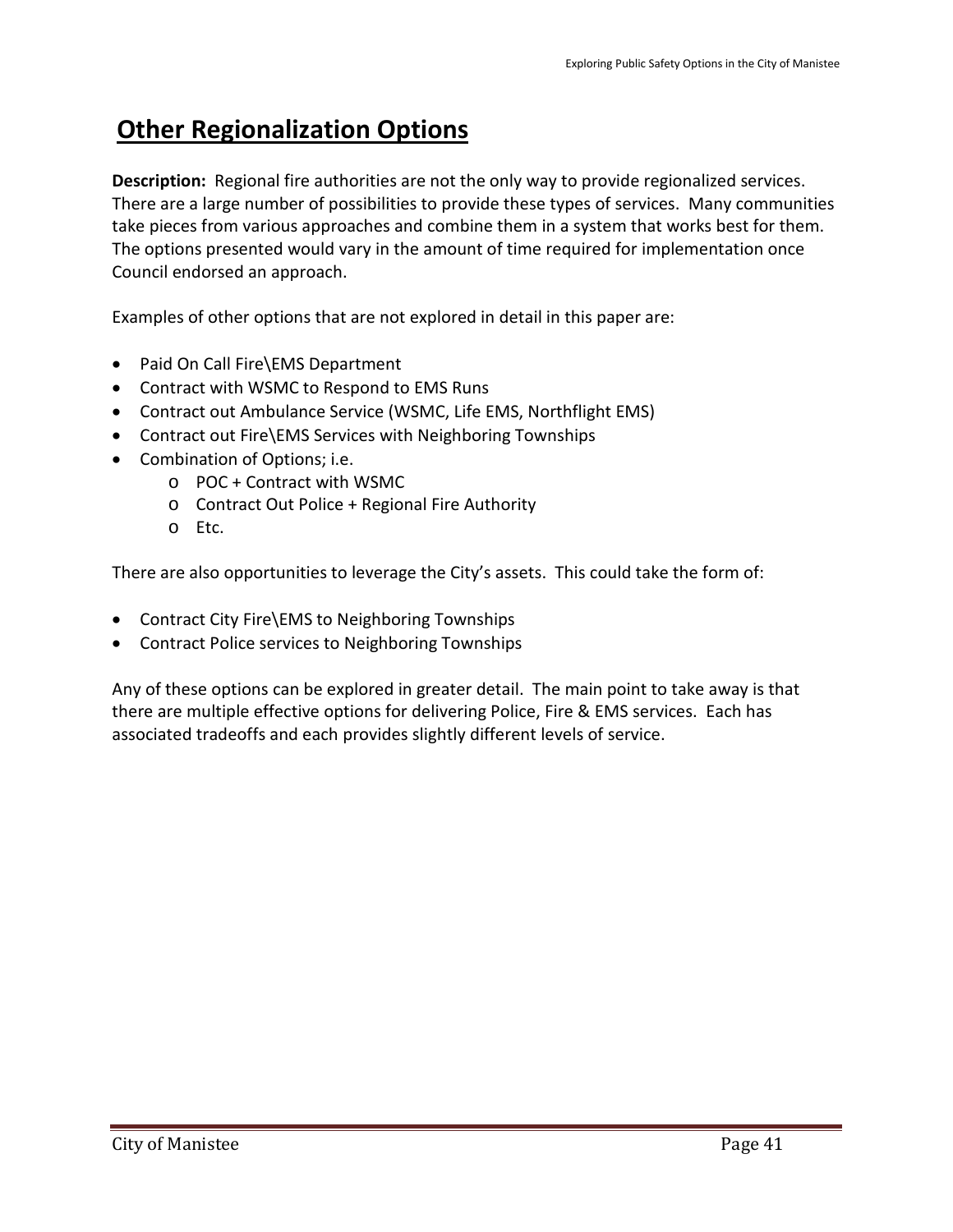## Other Regionalization Options

**Description:** Regional fire authorities are not the only way to provide regionalized services. There are a large number of possibilities to provide these types of services. Many communities take pieces from various approaches and combine them in a system that works best for them. The options presented would vary in the amount of time required for implementation once Council endorsed an approach.

Examples of other options that are not explored in detail in this paper are:

- Paid On Call Fire\EMS Department
- Contract with WSMC to Respond to EMS Runs
- Contract out Ambulance Service (WSMC, Life EMS, Northflight EMS)
- Contract out Fire\EMS Services with Neighboring Townships
- Combination of Options; i.e.
  - POC + Contract with WSMC
  - Contract Out Police + Regional Fire Authority
  - Etc.

There are also opportunities to leverage the City's assets. This could take the form of:

- Contract City Fire\EMS to Neighboring Townships
- Contract Police services to Neighboring Townships

Any of these options can be explored in greater detail. The main point to take away is that there are multiple effective options for delivering Police, Fire & EMS services. Each has associated tradeoffs and each provides slightly different levels of service.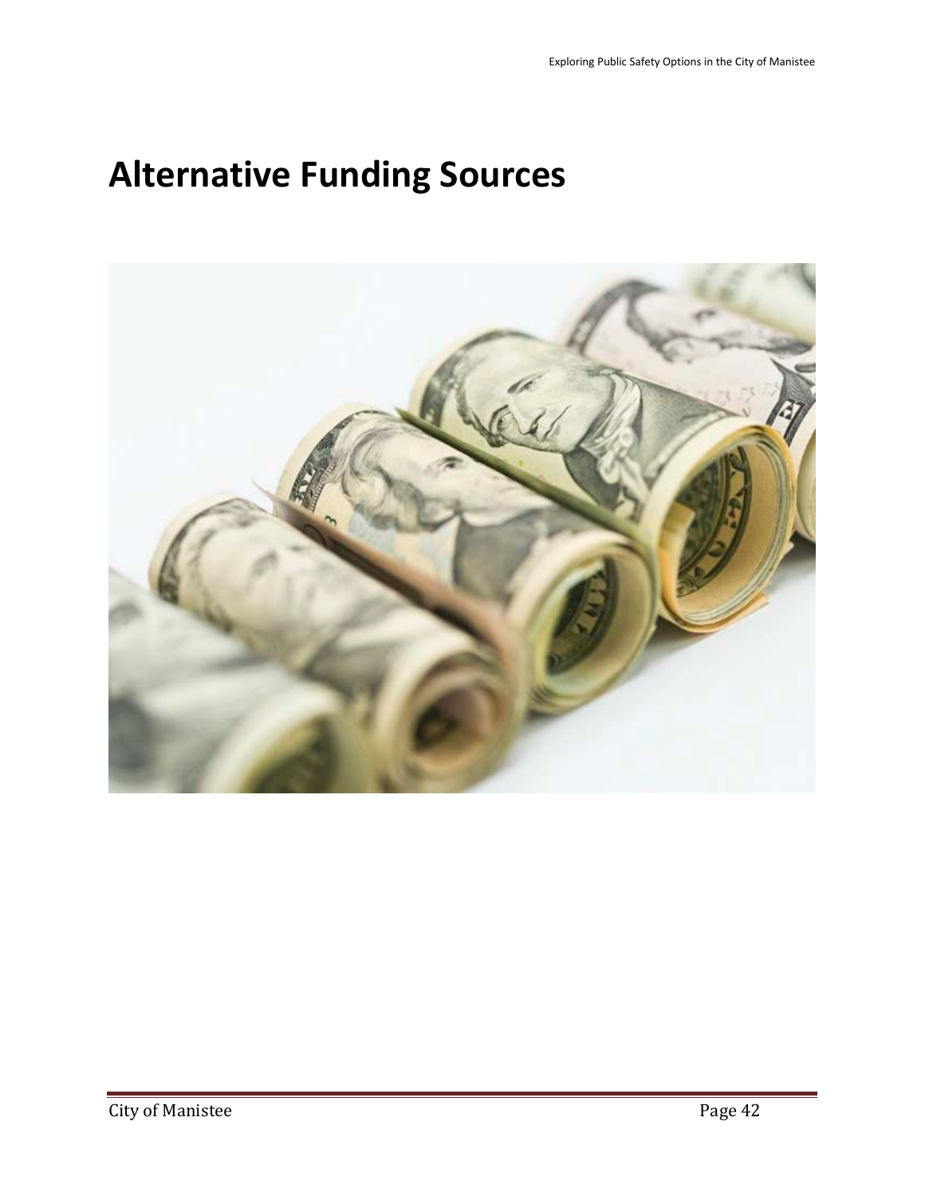# Alternative Funding Sources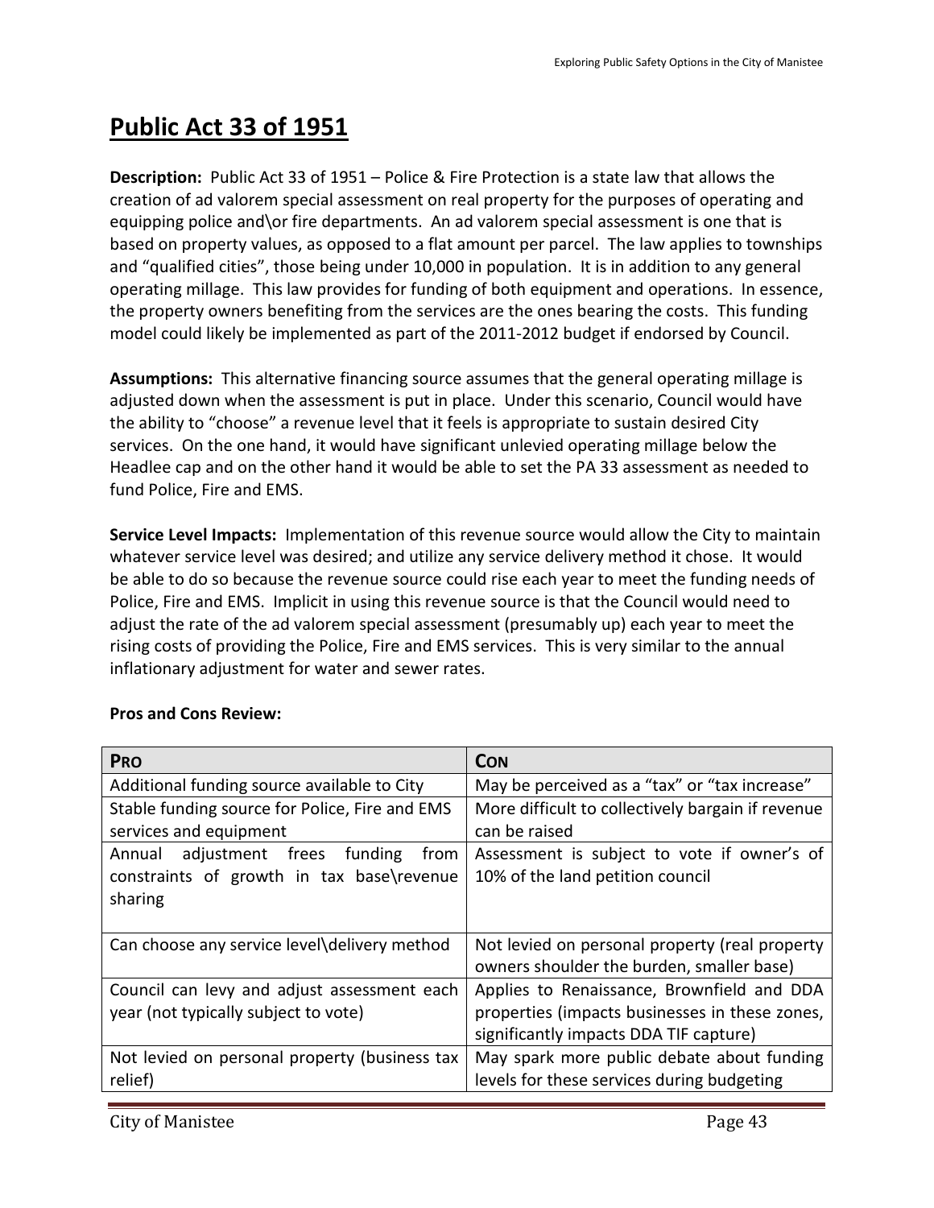# Public Act 33 of 1951

**Description:** Public Act 33 of 1951 – Police & Fire Protection is a state law that allows the creation of ad valorem special assessment on real property for the purposes of operating and equipping police and\or fire departments. An ad valorem special assessment is one that is based on property values, as opposed to a flat amount per parcel. The law applies to townships and "qualified cities", those being under 10,000 in population. It is in addition to any general operating millage. This law provides for funding of both equipment and operations. In essence, the property owners benefiting from the services are the ones bearing the costs. This funding model could likely be implemented as part of the 2011-2012 budget if endorsed by Council.

**Assumptions:** This alternative financing source assumes that the general operating millage is adjusted down when the assessment is put in place. Under this scenario, Council would have the ability to "choose" a revenue level that it feels is appropriate to sustain desired City services. On the one hand, it would have significant unlevied operating millage below the Headlee cap and on the other hand it would be able to set the PA 33 assessment as needed to fund Police, Fire and EMS.

**Service Level Impacts:** Implementation of this revenue source would allow the City to maintain whatever service level was desired; and utilize any service delivery method it chose. It would be able to do so because the revenue source could rise each year to meet the funding needs of Police, Fire and EMS. Implicit in using this revenue source is that the Council would need to adjust the rate of the ad valorem special assessment (presumably up) each year to meet the rising costs of providing the Police, Fire and EMS services. This is very similar to the annual inflationary adjustment for water and sewer rates.

**Pros and Cons Review:**

| PRO | CON |
|---|---|
| Additional funding source available to City | May be perceived as a "tax" or "tax increase" |
| Stable funding source for Police, Fire and EMS services and equipment | More difficult to collectively bargain if revenue can be raised |
| Annual adjustment frees funding from constraints of growth in tax base\revenue sharing | Assessment is subject to vote if owner's of 10% of the land petition council |
| Can choose any service level\delivery method | Not levied on personal property (real property owners shoulder the burden, smaller base) |
| Council can levy and adjust assessment each year (not typically subject to vote) | Applies to Renaissance, Brownfield and DDA properties (impacts businesses in these zones, significantly impacts DDA TIF capture) |
| Not levied on personal property (business tax relief) | May spark more public debate about funding levels for these services during budgeting |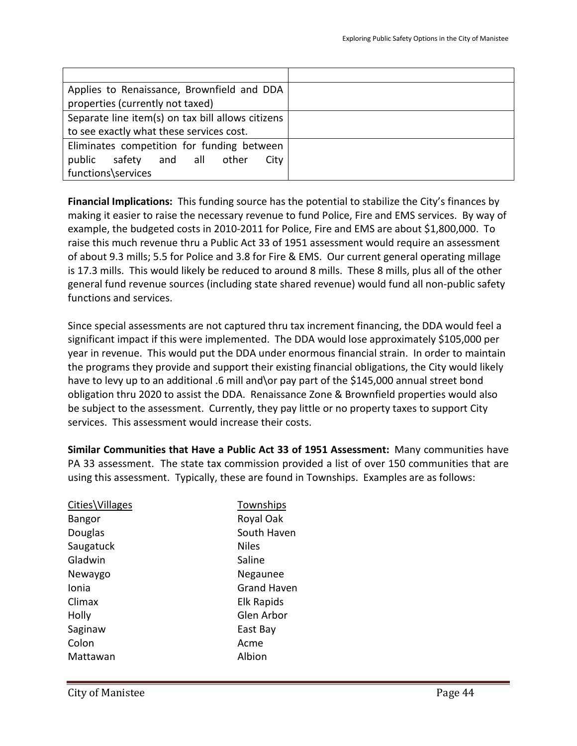| | |
|---|---|
| Applies to Renaissance, Brownfield and DDA properties (currently not taxed) | |
| Separate line item(s) on tax bill allows citizens to see exactly what these services cost. | |
| Eliminates competition for funding between public safety and all other City functions\services | |

**Financial Implications:** This funding source has the potential to stabilize the City's finances by making it easier to raise the necessary revenue to fund Police, Fire and EMS services. By way of example, the budgeted costs in 2010-2011 for Police, Fire and EMS are about $1,800,000. To raise this much revenue thru a Public Act 33 of 1951 assessment would require an assessment of about 9.3 mills; 5.5 for Police and 3.8 for Fire & EMS. Our current general operating millage is 17.3 mills. This would likely be reduced to around 8 mills. These 8 mills, plus all of the other general fund revenue sources (including state shared revenue) would fund all non-public safety functions and services.

Since special assessments are not captured thru tax increment financing, the DDA would feel a significant impact if this were implemented. The DDA would lose approximately $105,000 per year in revenue. This would put the DDA under enormous financial strain. In order to maintain the programs they provide and support their existing financial obligations, the City would likely have to levy up to an additional .6 mill and\or pay part of the $145,000 annual street bond obligation thru 2020 to assist the DDA. Renaissance Zone & Brownfield properties would also be subject to the assessment. Currently, they pay little or no property taxes to support City services. This assessment would increase their costs.

**Similar Communities that Have a Public Act 33 of 1951 Assessment:** Many communities have PA 33 assessment. The state tax commission provided a list of over 150 communities that are using this assessment. Typically, these are found in Townships. Examples are as follows:

| Cities\Villages | Townships |
|---|---|
| Bangor | Royal Oak |
| Douglas | South Haven |
| Saugatuck | Niles |
| Gladwin | Saline |
| Newaygo | Negaunee |
| Ionia | Grand Haven |
| Climax | Elk Rapids |
| Holly | Glen Arbor |
| Saginaw | East Bay |
| Colon | Acme |
| Mattawan | Albion |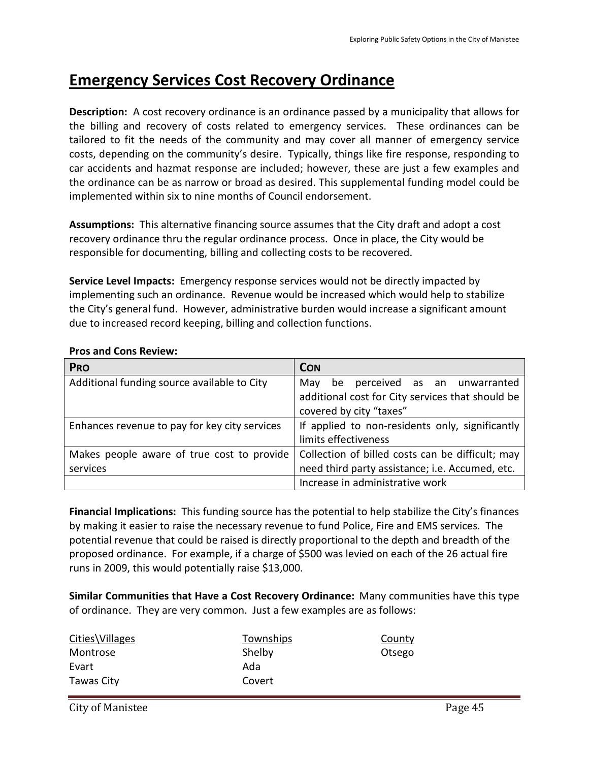# Emergency Services Cost Recovery Ordinance

**Description:** A cost recovery ordinance is an ordinance passed by a municipality that allows for the billing and recovery of costs related to emergency services. These ordinances can be tailored to fit the needs of the community and may cover all manner of emergency service costs, depending on the community's desire. Typically, things like fire response, responding to car accidents and hazmat response are included; however, these are just a few examples and the ordinance can be as narrow or broad as desired. This supplemental funding model could be implemented within six to nine months of Council endorsement.

**Assumptions:** This alternative financing source assumes that the City draft and adopt a cost recovery ordinance thru the regular ordinance process. Once in place, the City would be responsible for documenting, billing and collecting costs to be recovered.

**Service Level Impacts:** Emergency response services would not be directly impacted by implementing such an ordinance. Revenue would be increased which would help to stabilize the City's general fund. However, administrative burden would increase a significant amount due to increased record keeping, billing and collection functions.

**Pros and Cons Review:**

| PRO | CON |
|---|---|
| Additional funding source available to City | May be perceived as an unwarranted additional cost for City services that should be covered by city "taxes" |
| Enhances revenue to pay for key city services | If applied to non-residents only, significantly limits effectiveness |
| Makes people aware of true cost to provide services | Collection of billed costs can be difficult; may need third party assistance; i.e. Accumed, etc. |
| | Increase in administrative work |

**Financial Implications:** This funding source has the potential to help stabilize the City's finances by making it easier to raise the necessary revenue to fund Police, Fire and EMS services. The potential revenue that could be raised is directly proportional to the depth and breadth of the proposed ordinance. For example, if a charge of $500 was levied on each of the 26 actual fire runs in 2009, this would potentially raise $13,000.

**Similar Communities that Have a Cost Recovery Ordinance:** Many communities have this type of ordinance. They are very common. Just a few examples are as follows:

| Cities\Villages | Townships | County |
|---|---|---|
| Montrose | Shelby | Otsego |
| Evart | Ada | |
| Tawas City | Covert | |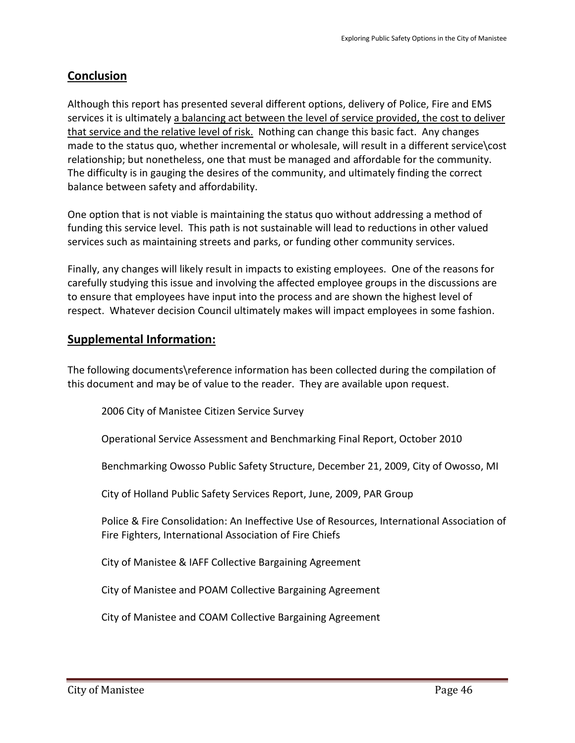## Conclusion

Although this report has presented several different options, delivery of Police, Fire and EMS services it is ultimately <u>a balancing act between the level of service provided, the cost to deliver that service and the relative level of risk.</u> Nothing can change this basic fact. Any changes made to the status quo, whether incremental or wholesale, will result in a different service\cost relationship; but nonetheless, one that must be managed and affordable for the community. The difficulty is in gauging the desires of the community, and ultimately finding the correct balance between safety and affordability.

One option that is not viable is maintaining the status quo without addressing a method of funding this service level. This path is not sustainable will lead to reductions in other valued services such as maintaining streets and parks, or funding other community services.

Finally, any changes will likely result in impacts to existing employees. One of the reasons for carefully studying this issue and involving the affected employee groups in the discussions are to ensure that employees have input into the process and are shown the highest level of respect. Whatever decision Council ultimately makes will impact employees in some fashion.

## Supplemental Information:

The following documents\reference information has been collected during the compilation of this document and may be of value to the reader. They are available upon request.

2006 City of Manistee Citizen Service Survey

Operational Service Assessment and Benchmarking Final Report, October 2010

Benchmarking Owosso Public Safety Structure, December 21, 2009, City of Owosso, MI

City of Holland Public Safety Services Report, June, 2009, PAR Group

Police & Fire Consolidation: An Ineffective Use of Resources, International Association of Fire Fighters, International Association of Fire Chiefs

City of Manistee & IAFF Collective Bargaining Agreement

City of Manistee and POAM Collective Bargaining Agreement

City of Manistee and COAM Collective Bargaining Agreement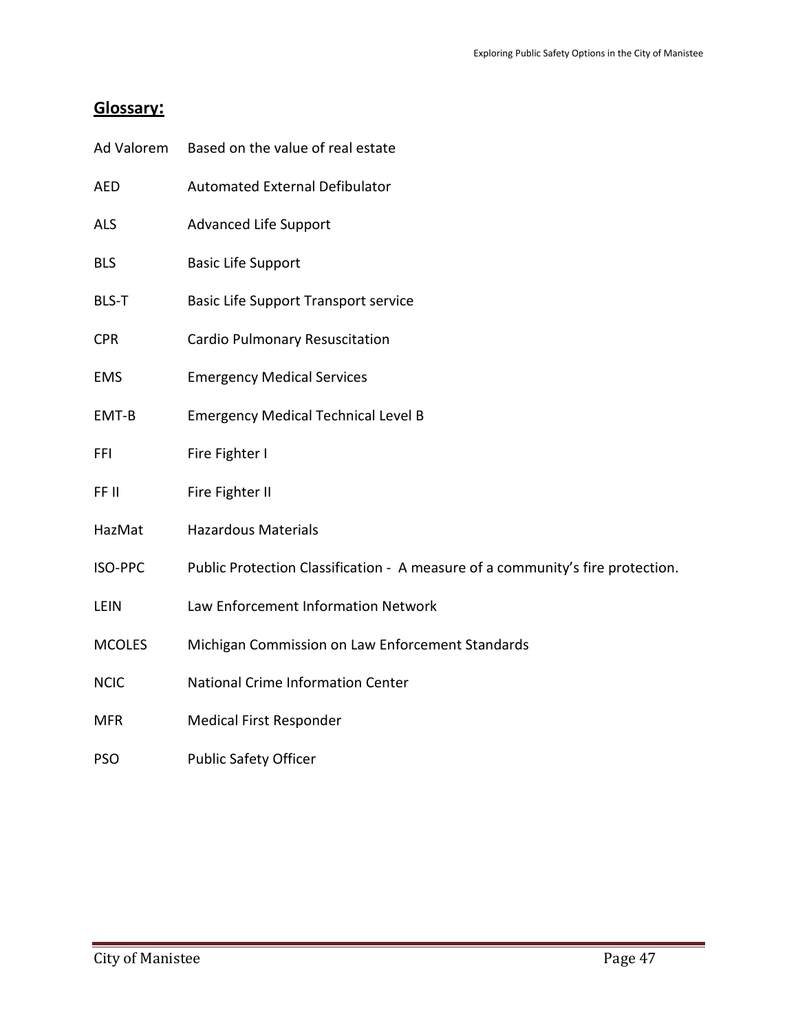## Glossary:

| | |
|---|---|
| Ad Valorem | Based on the value of real estate |
| AED | Automated External Defibulator |
| ALS | Advanced Life Support |
| BLS | Basic Life Support |
| BLS-T | Basic Life Support Transport service |
| CPR | Cardio Pulmonary Resuscitation |
| EMS | Emergency Medical Services |
| EMT-B | Emergency Medical Technical Level B |
| FFI | Fire Fighter I |
| FF II | Fire Fighter II |
| HazMat | Hazardous Materials |
| ISO-PPC | Public Protection Classification - A measure of a community's fire protection. |
| LEIN | Law Enforcement Information Network |
| MCOLES | Michigan Commission on Law Enforcement Standards |
| NCIC | National Crime Information Center |
| MFR | Medical First Responder |
| PSO | Public Safety Officer |